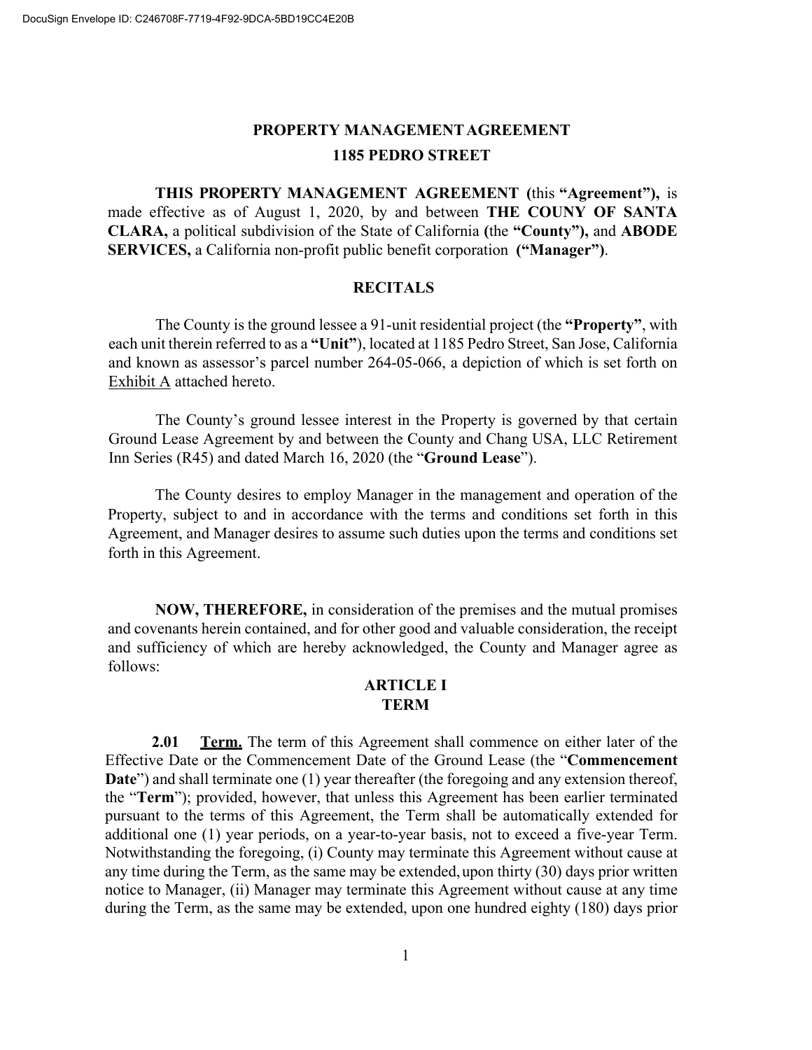# PROPERTY MANAGEMENT AGREEMENT
## 1185 PEDRO STREET

**THIS PROPERTY MANAGEMENT AGREEMENT (**this **"Agreement"),** is made effective as of August 1, 2020, by and between **THE COUNY OF SANTA CLARA,** a political subdivision of the State of California **(**the **"County"),** and **ABODE SERVICES,** a California non-profit public benefit corporation **("Manager")**.

## RECITALS

The County is the ground lessee a 91-unit residential project (the **"Property"**, with each unit therein referred to as a **"Unit"**), located at 1185 Pedro Street, San Jose, California and known as assessor's parcel number 264-05-066, a depiction of which is set forth on Exhibit A attached hereto.

The County's ground lessee interest in the Property is governed by that certain Ground Lease Agreement by and between the County and Chang USA, LLC Retirement Inn Series (R45) and dated March 16, 2020 (the "**Ground Lease**").

The County desires to employ Manager in the management and operation of the Property, subject to and in accordance with the terms and conditions set forth in this Agreement, and Manager desires to assume such duties upon the terms and conditions set forth in this Agreement.

**NOW, THEREFORE,** in consideration of the premises and the mutual promises and covenants herein contained, and for other good and valuable consideration, the receipt and sufficiency of which are hereby acknowledged, the County and Manager agree as follows:

## ARTICLE I
## TERM

**2.01 Term.** The term of this Agreement shall commence on either later of the Effective Date or the Commencement Date of the Ground Lease (the "**Commencement Date**") and shall terminate one (1) year thereafter (the foregoing and any extension thereof, the "**Term**"); provided, however, that unless this Agreement has been earlier terminated pursuant to the terms of this Agreement, the Term shall be automatically extended for additional one (1) year periods, on a year-to-year basis, not to exceed a five-year Term. Notwithstanding the foregoing, (i) County may terminate this Agreement without cause at any time during the Term, as the same may be extended, upon thirty (30) days prior written notice to Manager, (ii) Manager may terminate this Agreement without cause at any time during the Term, as the same may be extended, upon one hundred eighty (180) days prior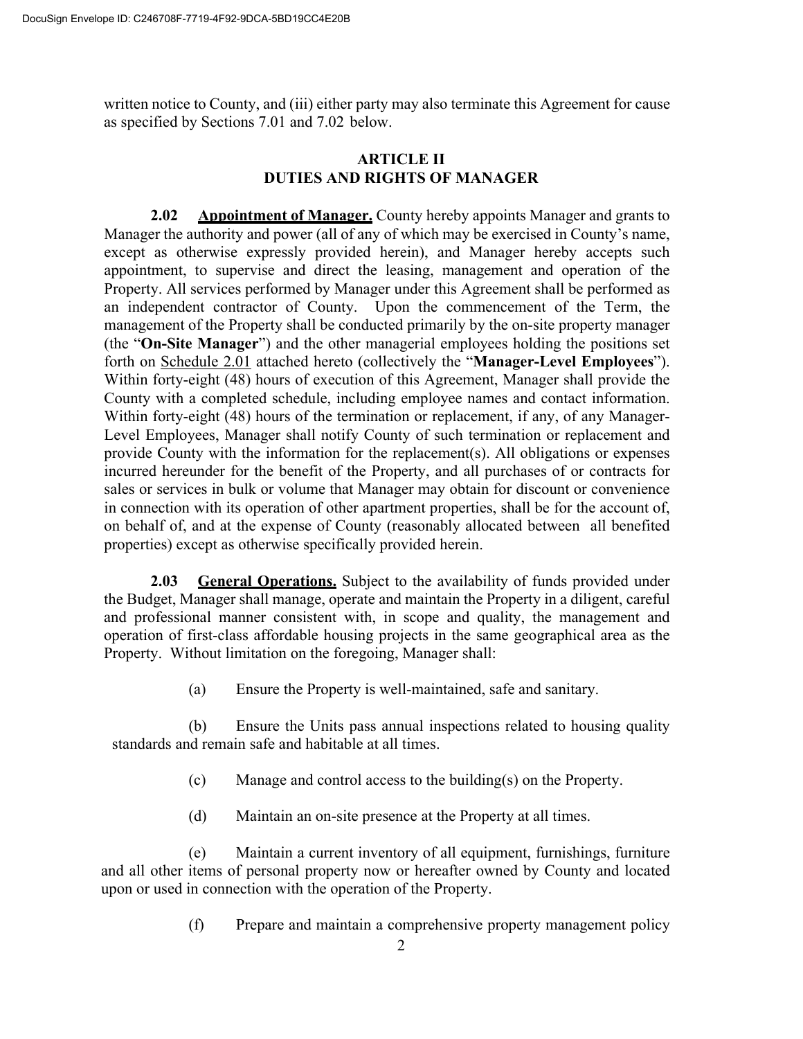written notice to County, and (iii) either party may also terminate this Agreement for cause as specified by Sections 7.01 and 7.02 below.

## ARTICLE II
## DUTIES AND RIGHTS OF MANAGER

**2.02 Appointment of Manager.** County hereby appoints Manager and grants to Manager the authority and power (all of any of which may be exercised in County's name, except as otherwise expressly provided herein), and Manager hereby accepts such appointment, to supervise and direct the leasing, management and operation of the Property. All services performed by Manager under this Agreement shall be performed as an independent contractor of County. Upon the commencement of the Term, the management of the Property shall be conducted primarily by the on-site property manager (the "**On-Site Manager**") and the other managerial employees holding the positions set forth on Schedule 2.01 attached hereto (collectively the "**Manager-Level Employees**"). Within forty-eight (48) hours of execution of this Agreement, Manager shall provide the County with a completed schedule, including employee names and contact information. Within forty-eight (48) hours of the termination or replacement, if any, of any Manager-Level Employees, Manager shall notify County of such termination or replacement and provide County with the information for the replacement(s). All obligations or expenses incurred hereunder for the benefit of the Property, and all purchases of or contracts for sales or services in bulk or volume that Manager may obtain for discount or convenience in connection with its operation of other apartment properties, shall be for the account of, on behalf of, and at the expense of County (reasonably allocated between all benefited properties) except as otherwise specifically provided herein.

**2.03 General Operations.** Subject to the availability of funds provided under the Budget, Manager shall manage, operate and maintain the Property in a diligent, careful and professional manner consistent with, in scope and quality, the management and operation of first-class affordable housing projects in the same geographical area as the Property. Without limitation on the foregoing, Manager shall:

(a) Ensure the Property is well-maintained, safe and sanitary.

(b) Ensure the Units pass annual inspections related to housing quality standards and remain safe and habitable at all times.

(c) Manage and control access to the building(s) on the Property.

(d) Maintain an on-site presence at the Property at all times.

(e) Maintain a current inventory of all equipment, furnishings, furniture and all other items of personal property now or hereafter owned by County and located upon or used in connection with the operation of the Property.

(f) Prepare and maintain a comprehensive property management policy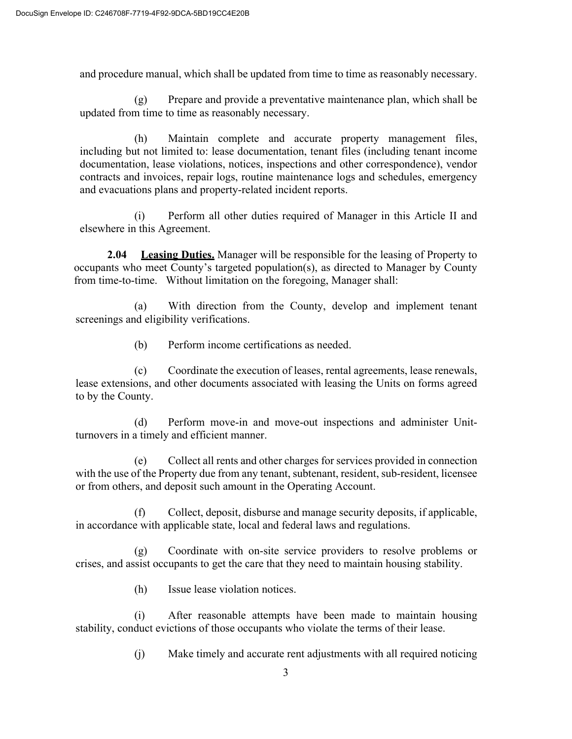and procedure manual, which shall be updated from time to time as reasonably necessary.

(g) Prepare and provide a preventative maintenance plan, which shall be updated from time to time as reasonably necessary.

(h) Maintain complete and accurate property management files, including but not limited to: lease documentation, tenant files (including tenant income documentation, lease violations, notices, inspections and other correspondence), vendor contracts and invoices, repair logs, routine maintenance logs and schedules, emergency and evacuations plans and property-related incident reports.

(i) Perform all other duties required of Manager in this Article II and elsewhere in this Agreement.

**2.04 Leasing Duties.** Manager will be responsible for the leasing of Property to occupants who meet County's targeted population(s), as directed to Manager by County from time-to-time. Without limitation on the foregoing, Manager shall:

(a) With direction from the County, develop and implement tenant screenings and eligibility verifications.

(b) Perform income certifications as needed.

(c) Coordinate the execution of leases, rental agreements, lease renewals, lease extensions, and other documents associated with leasing the Units on forms agreed to by the County.

(d) Perform move-in and move-out inspections and administer Unit-turnovers in a timely and efficient manner.

(e) Collect all rents and other charges for services provided in connection with the use of the Property due from any tenant, subtenant, resident, sub-resident, licensee or from others, and deposit such amount in the Operating Account.

(f) Collect, deposit, disburse and manage security deposits, if applicable, in accordance with applicable state, local and federal laws and regulations.

(g) Coordinate with on-site service providers to resolve problems or crises, and assist occupants to get the care that they need to maintain housing stability.

(h) Issue lease violation notices.

(i) After reasonable attempts have been made to maintain housing stability, conduct evictions of those occupants who violate the terms of their lease.

(j) Make timely and accurate rent adjustments with all required noticing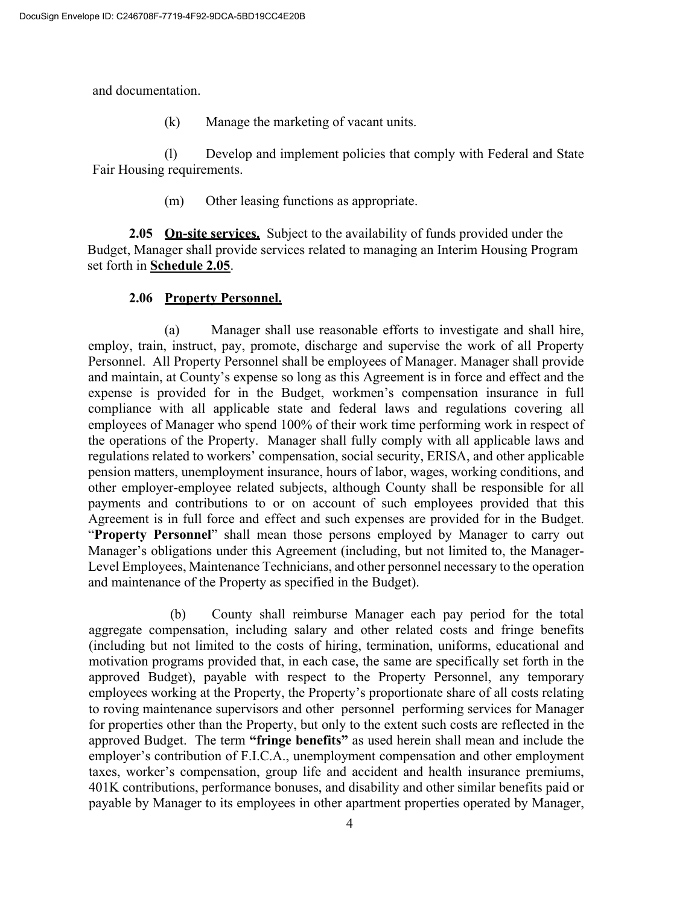and documentation.

(k) Manage the marketing of vacant units.

(l) Develop and implement policies that comply with Federal and State Fair Housing requirements.

(m) Other leasing functions as appropriate.

**2.05 <u>On-site services.</u>** Subject to the availability of funds provided under the Budget, Manager shall provide services related to managing an Interim Housing Program set forth in **<u>Schedule 2.05</u>**.

**2.06 <u>Property Personnel.</u>**

(a) Manager shall use reasonable efforts to investigate and shall hire, employ, train, instruct, pay, promote, discharge and supervise the work of all Property Personnel. All Property Personnel shall be employees of Manager. Manager shall provide and maintain, at County's expense so long as this Agreement is in force and effect and the expense is provided for in the Budget, workmen's compensation insurance in full compliance with all applicable state and federal laws and regulations covering all employees of Manager who spend 100% of their work time performing work in respect of the operations of the Property. Manager shall fully comply with all applicable laws and regulations related to workers' compensation, social security, ERISA, and other applicable pension matters, unemployment insurance, hours of labor, wages, working conditions, and other employer-employee related subjects, although County shall be responsible for all payments and contributions to or on account of such employees provided that this Agreement is in full force and effect and such expenses are provided for in the Budget. "**Property Personnel**" shall mean those persons employed by Manager to carry out Manager's obligations under this Agreement (including, but not limited to, the Manager-Level Employees, Maintenance Technicians, and other personnel necessary to the operation and maintenance of the Property as specified in the Budget).

(b) County shall reimburse Manager each pay period for the total aggregate compensation, including salary and other related costs and fringe benefits (including but not limited to the costs of hiring, termination, uniforms, educational and motivation programs provided that, in each case, the same are specifically set forth in the approved Budget), payable with respect to the Property Personnel, any temporary employees working at the Property, the Property's proportionate share of all costs relating to roving maintenance supervisors and other personnel performing services for Manager for properties other than the Property, but only to the extent such costs are reflected in the approved Budget. The term **"fringe benefits"** as used herein shall mean and include the employer's contribution of F.I.C.A., unemployment compensation and other employment taxes, worker's compensation, group life and accident and health insurance premiums, 401K contributions, performance bonuses, and disability and other similar benefits paid or payable by Manager to its employees in other apartment properties operated by Manager,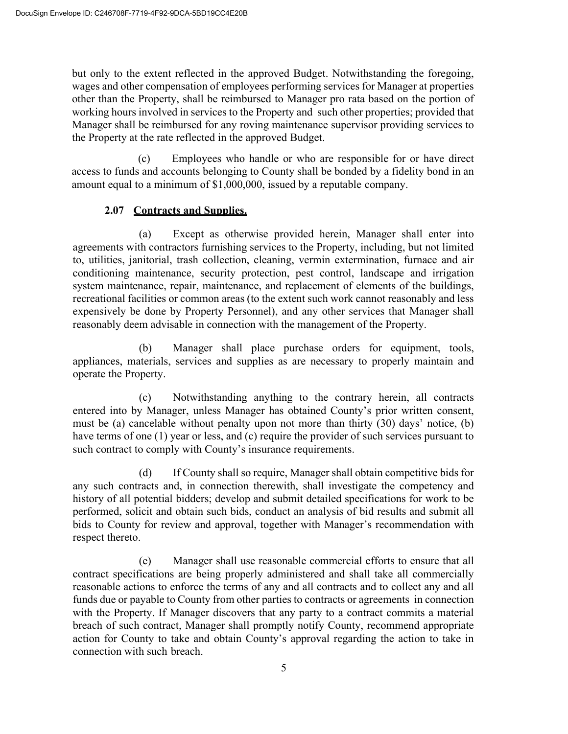but only to the extent reflected in the approved Budget. Notwithstanding the foregoing, wages and other compensation of employees performing services for Manager at properties other than the Property, shall be reimbursed to Manager pro rata based on the portion of working hours involved in services to the Property and such other properties; provided that Manager shall be reimbursed for any roving maintenance supervisor providing services to the Property at the rate reflected in the approved Budget.

(c) Employees who handle or who are responsible for or have direct access to funds and accounts belonging to County shall be bonded by a fidelity bond in an amount equal to a minimum of $1,000,000, issued by a reputable company.

**2.07 Contracts and Supplies.**

(a) Except as otherwise provided herein, Manager shall enter into agreements with contractors furnishing services to the Property, including, but not limited to, utilities, janitorial, trash collection, cleaning, vermin extermination, furnace and air conditioning maintenance, security protection, pest control, landscape and irrigation system maintenance, repair, maintenance, and replacement of elements of the buildings, recreational facilities or common areas (to the extent such work cannot reasonably and less expensively be done by Property Personnel), and any other services that Manager shall reasonably deem advisable in connection with the management of the Property.

(b) Manager shall place purchase orders for equipment, tools, appliances, materials, services and supplies as are necessary to properly maintain and operate the Property.

(c) Notwithstanding anything to the contrary herein, all contracts entered into by Manager, unless Manager has obtained County's prior written consent, must be (a) cancelable without penalty upon not more than thirty (30) days' notice, (b) have terms of one (1) year or less, and (c) require the provider of such services pursuant to such contract to comply with County's insurance requirements.

(d) If County shall so require, Manager shall obtain competitive bids for any such contracts and, in connection therewith, shall investigate the competency and history of all potential bidders; develop and submit detailed specifications for work to be performed, solicit and obtain such bids, conduct an analysis of bid results and submit all bids to County for review and approval, together with Manager's recommendation with respect thereto.

(e) Manager shall use reasonable commercial efforts to ensure that all contract specifications are being properly administered and shall take all commercially reasonable actions to enforce the terms of any and all contracts and to collect any and all funds due or payable to County from other parties to contracts or agreements in connection with the Property. If Manager discovers that any party to a contract commits a material breach of such contract, Manager shall promptly notify County, recommend appropriate action for County to take and obtain County's approval regarding the action to take in connection with such breach.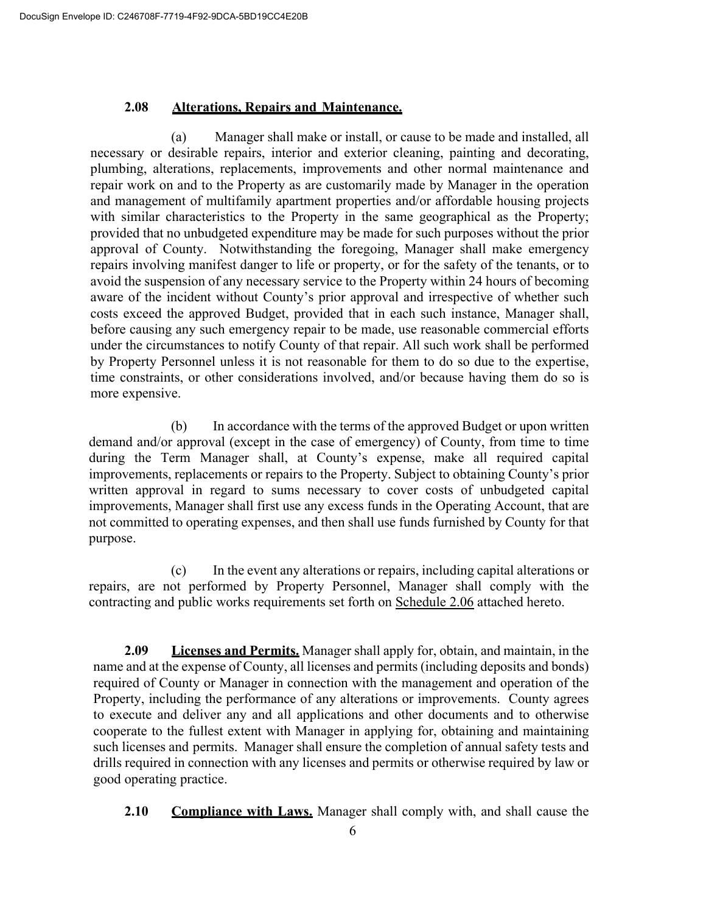**2.08 Alterations, Repairs and Maintenance.**

(a) Manager shall make or install, or cause to be made and installed, all necessary or desirable repairs, interior and exterior cleaning, painting and decorating, plumbing, alterations, replacements, improvements and other normal maintenance and repair work on and to the Property as are customarily made by Manager in the operation and management of multifamily apartment properties and/or affordable housing projects with similar characteristics to the Property in the same geographical as the Property; provided that no unbudgeted expenditure may be made for such purposes without the prior approval of County. Notwithstanding the foregoing, Manager shall make emergency repairs involving manifest danger to life or property, or for the safety of the tenants, or to avoid the suspension of any necessary service to the Property within 24 hours of becoming aware of the incident without County's prior approval and irrespective of whether such costs exceed the approved Budget, provided that in each such instance, Manager shall, before causing any such emergency repair to be made, use reasonable commercial efforts under the circumstances to notify County of that repair. All such work shall be performed by Property Personnel unless it is not reasonable for them to do so due to the expertise, time constraints, or other considerations involved, and/or because having them do so is more expensive.

(b) In accordance with the terms of the approved Budget or upon written demand and/or approval (except in the case of emergency) of County, from time to time during the Term Manager shall, at County's expense, make all required capital improvements, replacements or repairs to the Property. Subject to obtaining County's prior written approval in regard to sums necessary to cover costs of unbudgeted capital improvements, Manager shall first use any excess funds in the Operating Account, that are not committed to operating expenses, and then shall use funds furnished by County for that purpose.

(c) In the event any alterations or repairs, including capital alterations or repairs, are not performed by Property Personnel, Manager shall comply with the contracting and public works requirements set forth on Schedule 2.06 attached hereto.

**2.09 Licenses and Permits.** Manager shall apply for, obtain, and maintain, in the name and at the expense of County, all licenses and permits (including deposits and bonds) required of County or Manager in connection with the management and operation of the Property, including the performance of any alterations or improvements. County agrees to execute and deliver any and all applications and other documents and to otherwise cooperate to the fullest extent with Manager in applying for, obtaining and maintaining such licenses and permits. Manager shall ensure the completion of annual safety tests and drills required in connection with any licenses and permits or otherwise required by law or good operating practice.

**2.10 Compliance with Laws.** Manager shall comply with, and shall cause the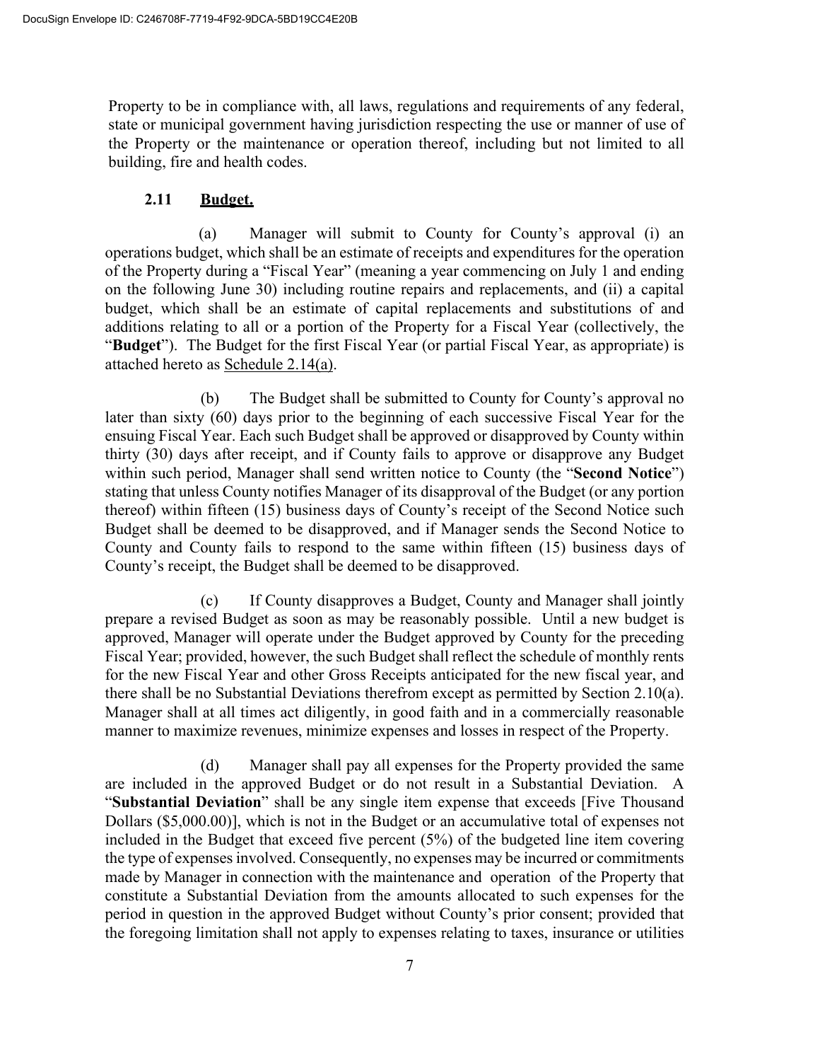Property to be in compliance with, all laws, regulations and requirements of any federal, state or municipal government having jurisdiction respecting the use or manner of use of the Property or the maintenance or operation thereof, including but not limited to all building, fire and health codes.

**2.11 Budget.**

(a) Manager will submit to County for County's approval (i) an operations budget, which shall be an estimate of receipts and expenditures for the operation of the Property during a "Fiscal Year" (meaning a year commencing on July 1 and ending on the following June 30) including routine repairs and replacements, and (ii) a capital budget, which shall be an estimate of capital replacements and substitutions of and additions relating to all or a portion of the Property for a Fiscal Year (collectively, the "**Budget**"). The Budget for the first Fiscal Year (or partial Fiscal Year, as appropriate) is attached hereto as Schedule 2.14(a).

(b) The Budget shall be submitted to County for County's approval no later than sixty (60) days prior to the beginning of each successive Fiscal Year for the ensuing Fiscal Year. Each such Budget shall be approved or disapproved by County within thirty (30) days after receipt, and if County fails to approve or disapprove any Budget within such period, Manager shall send written notice to County (the "**Second Notice**") stating that unless County notifies Manager of its disapproval of the Budget (or any portion thereof) within fifteen (15) business days of County's receipt of the Second Notice such Budget shall be deemed to be disapproved, and if Manager sends the Second Notice to County and County fails to respond to the same within fifteen (15) business days of County's receipt, the Budget shall be deemed to be disapproved.

(c) If County disapproves a Budget, County and Manager shall jointly prepare a revised Budget as soon as may be reasonably possible. Until a new budget is approved, Manager will operate under the Budget approved by County for the preceding Fiscal Year; provided, however, the such Budget shall reflect the schedule of monthly rents for the new Fiscal Year and other Gross Receipts anticipated for the new fiscal year, and there shall be no Substantial Deviations therefrom except as permitted by Section 2.10(a). Manager shall at all times act diligently, in good faith and in a commercially reasonable manner to maximize revenues, minimize expenses and losses in respect of the Property.

(d) Manager shall pay all expenses for the Property provided the same are included in the approved Budget or do not result in a Substantial Deviation. A "**Substantial Deviation**" shall be any single item expense that exceeds [Five Thousand Dollars ($5,000.00)], which is not in the Budget or an accumulative total of expenses not included in the Budget that exceed five percent (5%) of the budgeted line item covering the type of expenses involved. Consequently, no expenses may be incurred or commitments made by Manager in connection with the maintenance and operation of the Property that constitute a Substantial Deviation from the amounts allocated to such expenses for the period in question in the approved Budget without County's prior consent; provided that the foregoing limitation shall not apply to expenses relating to taxes, insurance or utilities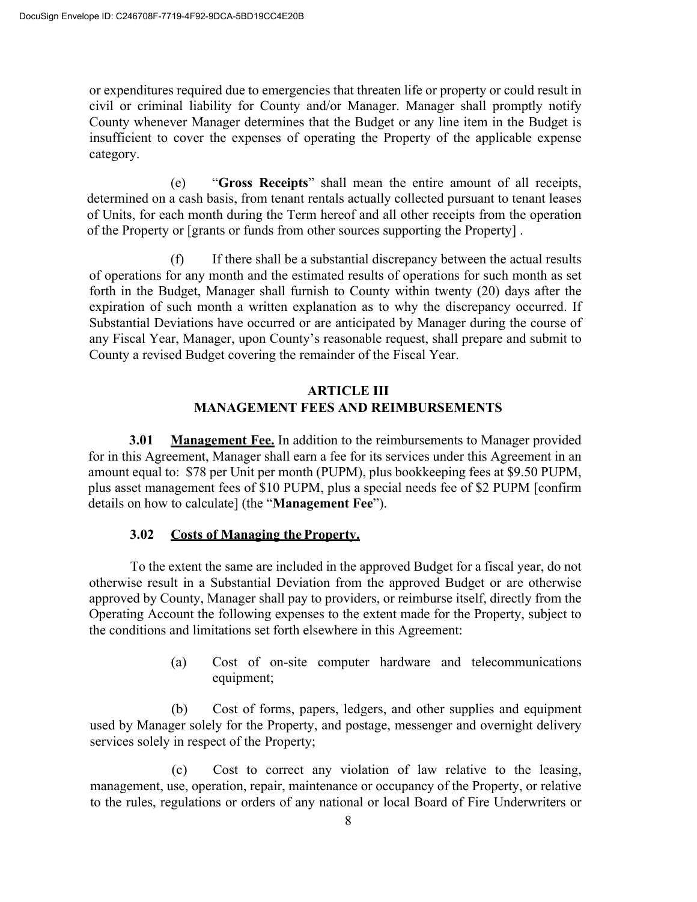or expenditures required due to emergencies that threaten life or property or could result in civil or criminal liability for County and/or Manager. Manager shall promptly notify County whenever Manager determines that the Budget or any line item in the Budget is insufficient to cover the expenses of operating the Property of the applicable expense category.

(e) "**Gross Receipts**" shall mean the entire amount of all receipts, determined on a cash basis, from tenant rentals actually collected pursuant to tenant leases of Units, for each month during the Term hereof and all other receipts from the operation of the Property or [grants or funds from other sources supporting the Property] .

(f) If there shall be a substantial discrepancy between the actual results of operations for any month and the estimated results of operations for such month as set forth in the Budget, Manager shall furnish to County within twenty (20) days after the expiration of such month a written explanation as to why the discrepancy occurred. If Substantial Deviations have occurred or are anticipated by Manager during the course of any Fiscal Year, Manager, upon County's reasonable request, shall prepare and submit to County a revised Budget covering the remainder of the Fiscal Year.

## ARTICLE III
## MANAGEMENT FEES AND REIMBURSEMENTS

**3.01 Management Fee.** In addition to the reimbursements to Manager provided for in this Agreement, Manager shall earn a fee for its services under this Agreement in an amount equal to: $78 per Unit per month (PUPM), plus bookkeeping fees at $9.50 PUPM, plus asset management fees of $10 PUPM, plus a special needs fee of $2 PUPM [confirm details on how to calculate] (the "**Management Fee**").

**3.02 Costs of Managing the Property.**

To the extent the same are included in the approved Budget for a fiscal year, do not otherwise result in a Substantial Deviation from the approved Budget or are otherwise approved by County, Manager shall pay to providers, or reimburse itself, directly from the Operating Account the following expenses to the extent made for the Property, subject to the conditions and limitations set forth elsewhere in this Agreement:

(a) Cost of on-site computer hardware and telecommunications equipment;

(b) Cost of forms, papers, ledgers, and other supplies and equipment used by Manager solely for the Property, and postage, messenger and overnight delivery services solely in respect of the Property;

(c) Cost to correct any violation of law relative to the leasing, management, use, operation, repair, maintenance or occupancy of the Property, or relative to the rules, regulations or orders of any national or local Board of Fire Underwriters or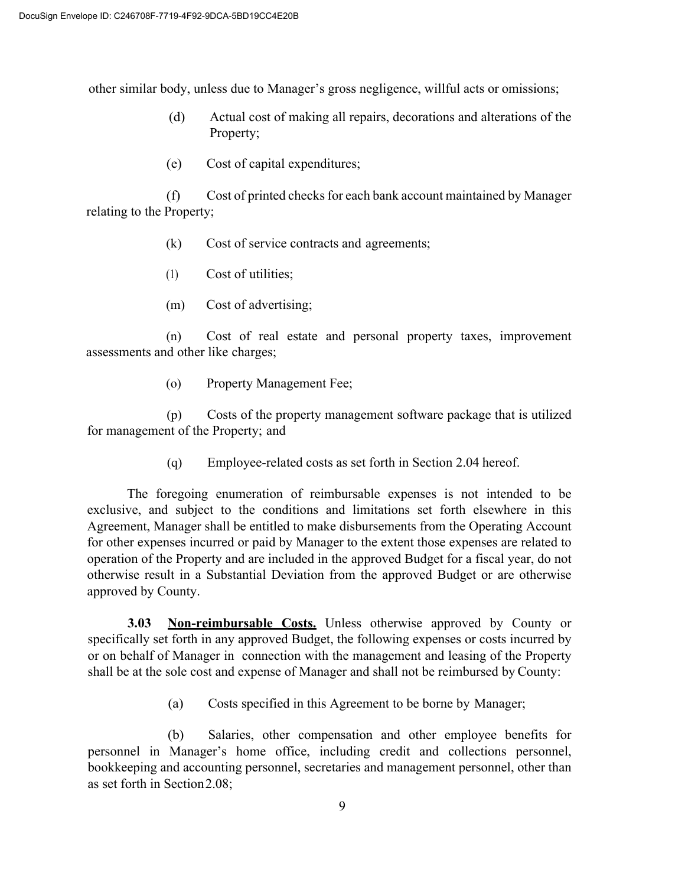other similar body, unless due to Manager's gross negligence, willful acts or omissions;

(d) Actual cost of making all repairs, decorations and alterations of the Property;

(e) Cost of capital expenditures;

(f) Cost of printed checks for each bank account maintained by Manager relating to the Property;

(k) Cost of service contracts and agreements;

(l) Cost of utilities;

(m) Cost of advertising;

(n) Cost of real estate and personal property taxes, improvement assessments and other like charges;

(o) Property Management Fee;

(p) Costs of the property management software package that is utilized for management of the Property; and

(q) Employee-related costs as set forth in Section 2.04 hereof.

The foregoing enumeration of reimbursable expenses is not intended to be exclusive, and subject to the conditions and limitations set forth elsewhere in this Agreement, Manager shall be entitled to make disbursements from the Operating Account for other expenses incurred or paid by Manager to the extent those expenses are related to operation of the Property and are included in the approved Budget for a fiscal year, do not otherwise result in a Substantial Deviation from the approved Budget or are otherwise approved by County.

**3.03 <u>Non-reimbursable Costs.</u>** Unless otherwise approved by County or specifically set forth in any approved Budget, the following expenses or costs incurred by or on behalf of Manager in connection with the management and leasing of the Property shall be at the sole cost and expense of Manager and shall not be reimbursed by County:

(a) Costs specified in this Agreement to be borne by Manager;

(b) Salaries, other compensation and other employee benefits for personnel in Manager's home office, including credit and collections personnel, bookkeeping and accounting personnel, secretaries and management personnel, other than as set forth in Section 2.08;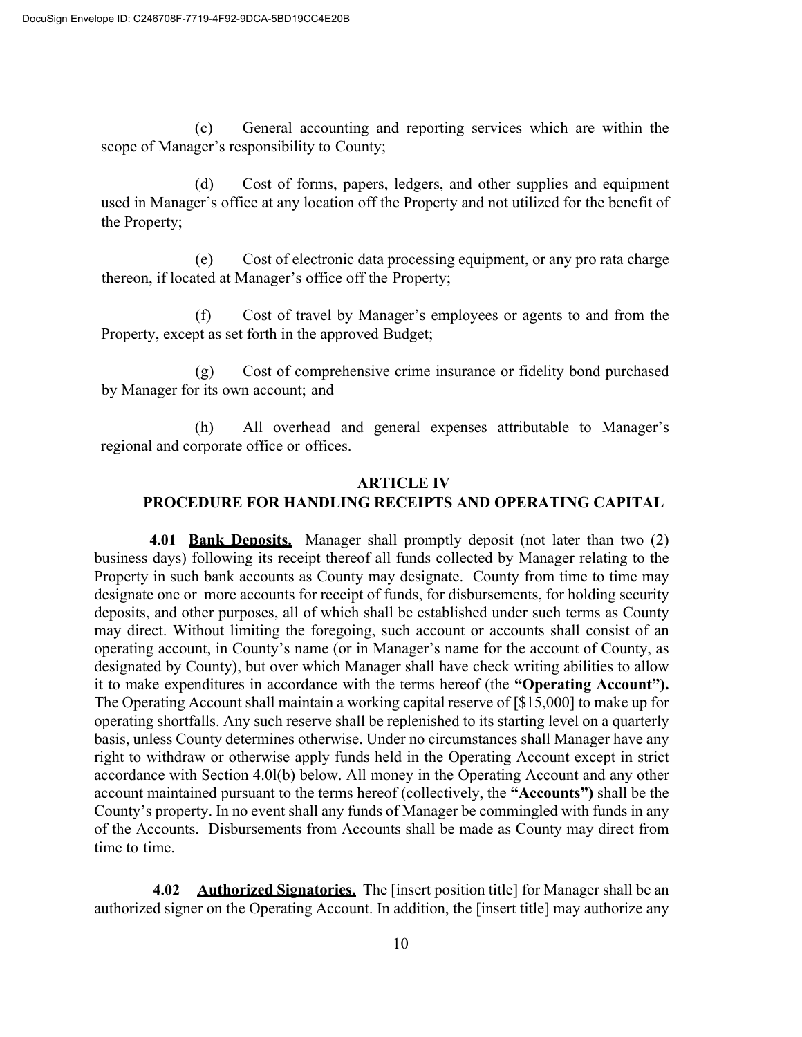(c) General accounting and reporting services which are within the scope of Manager's responsibility to County;

(d) Cost of forms, papers, ledgers, and other supplies and equipment used in Manager's office at any location off the Property and not utilized for the benefit of the Property;

(e) Cost of electronic data processing equipment, or any pro rata charge thereon, if located at Manager's office off the Property;

(f) Cost of travel by Manager's employees or agents to and from the Property, except as set forth in the approved Budget;

(g) Cost of comprehensive crime insurance or fidelity bond purchased by Manager for its own account; and

(h) All overhead and general expenses attributable to Manager's regional and corporate office or offices.

## ARTICLE IV
## PROCEDURE FOR HANDLING RECEIPTS AND OPERATING CAPITAL

**4.01 Bank Deposits.** Manager shall promptly deposit (not later than two (2) business days) following its receipt thereof all funds collected by Manager relating to the Property in such bank accounts as County may designate. County from time to time may designate one or more accounts for receipt of funds, for disbursements, for holding security deposits, and other purposes, all of which shall be established under such terms as County may direct. Without limiting the foregoing, such account or accounts shall consist of an operating account, in County's name (or in Manager's name for the account of County, as designated by County), but over which Manager shall have check writing abilities to allow it to make expenditures in accordance with the terms hereof (the **"Operating Account").** The Operating Account shall maintain a working capital reserve of [$15,000] to make up for operating shortfalls. Any such reserve shall be replenished to its starting level on a quarterly basis, unless County determines otherwise. Under no circumstances shall Manager have any right to withdraw or otherwise apply funds held in the Operating Account except in strict accordance with Section 4.0l(b) below. All money in the Operating Account and any other account maintained pursuant to the terms hereof (collectively, the **"Accounts")** shall be the County's property. In no event shall any funds of Manager be commingled with funds in any of the Accounts. Disbursements from Accounts shall be made as County may direct from time to time.

**4.02 Authorized Signatories.** The [insert position title] for Manager shall be an authorized signer on the Operating Account. In addition, the [insert title] may authorize any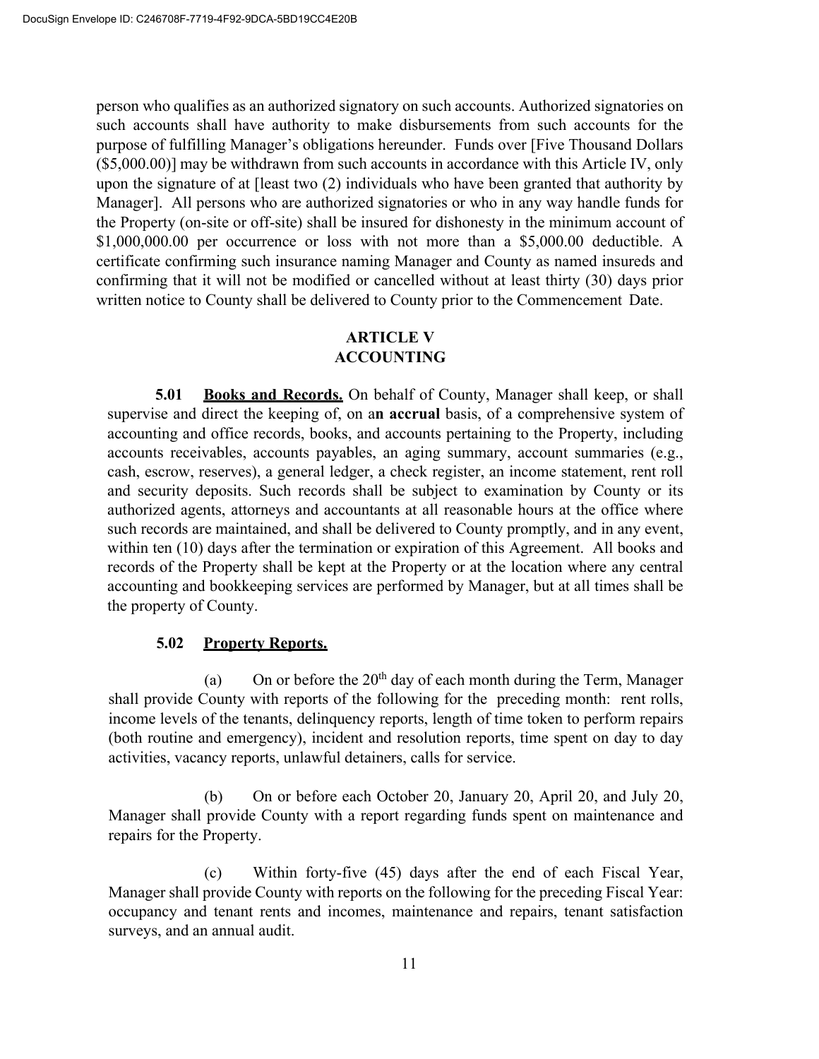person who qualifies as an authorized signatory on such accounts. Authorized signatories on such accounts shall have authority to make disbursements from such accounts for the purpose of fulfilling Manager's obligations hereunder. Funds over [Five Thousand Dollars ($5,000.00)] may be withdrawn from such accounts in accordance with this Article IV, only upon the signature of at [least two (2) individuals who have been granted that authority by Manager]. All persons who are authorized signatories or who in any way handle funds for the Property (on-site or off-site) shall be insured for dishonesty in the minimum account of $1,000,000.00 per occurrence or loss with not more than a $5,000.00 deductible. A certificate confirming such insurance naming Manager and County as named insureds and confirming that it will not be modified or cancelled without at least thirty (30) days prior written notice to County shall be delivered to County prior to the Commencement Date.

## ARTICLE V
## ACCOUNTING

**5.01** **Books and Records.** On behalf of County, Manager shall keep, or shall supervise and direct the keeping of, on a**n accrual** basis, of a comprehensive system of accounting and office records, books, and accounts pertaining to the Property, including accounts receivables, accounts payables, an aging summary, account summaries (e.g., cash, escrow, reserves), a general ledger, a check register, an income statement, rent roll and security deposits. Such records shall be subject to examination by County or its authorized agents, attorneys and accountants at all reasonable hours at the office where such records are maintained, and shall be delivered to County promptly, and in any event, within ten (10) days after the termination or expiration of this Agreement. All books and records of the Property shall be kept at the Property or at the location where any central accounting and bookkeeping services are performed by Manager, but at all times shall be the property of County.

**5.02** **Property Reports.**

(a) On or before the 20th day of each month during the Term, Manager shall provide County with reports of the following for the preceding month: rent rolls, income levels of the tenants, delinquency reports, length of time token to perform repairs (both routine and emergency), incident and resolution reports, time spent on day to day activities, vacancy reports, unlawful detainers, calls for service.

(b) On or before each October 20, January 20, April 20, and July 20, Manager shall provide County with a report regarding funds spent on maintenance and repairs for the Property.

(c) Within forty-five (45) days after the end of each Fiscal Year, Manager shall provide County with reports on the following for the preceding Fiscal Year: occupancy and tenant rents and incomes, maintenance and repairs, tenant satisfaction surveys, and an annual audit.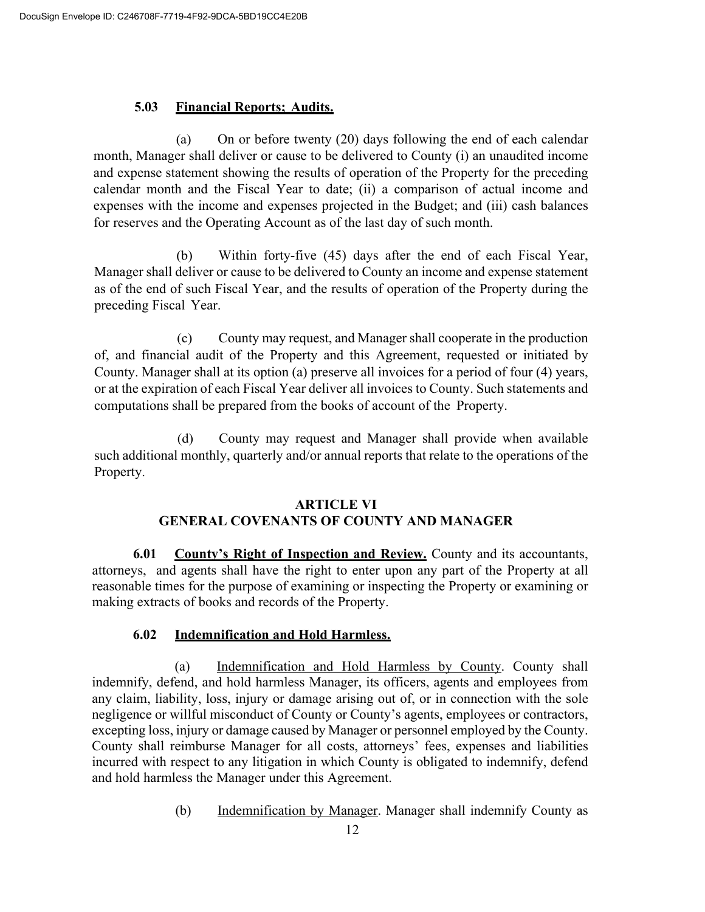### 5.03 <u>Financial Reports; Audits.</u>

(a) On or before twenty (20) days following the end of each calendar month, Manager shall deliver or cause to be delivered to County (i) an unaudited income and expense statement showing the results of operation of the Property for the preceding calendar month and the Fiscal Year to date; (ii) a comparison of actual income and expenses with the income and expenses projected in the Budget; and (iii) cash balances for reserves and the Operating Account as of the last day of such month.

(b) Within forty-five (45) days after the end of each Fiscal Year, Manager shall deliver or cause to be delivered to County an income and expense statement as of the end of such Fiscal Year, and the results of operation of the Property during the preceding Fiscal Year.

(c) County may request, and Manager shall cooperate in the production of, and financial audit of the Property and this Agreement, requested or initiated by County. Manager shall at its option (a) preserve all invoices for a period of four (4) years, or at the expiration of each Fiscal Year deliver all invoices to County. Such statements and computations shall be prepared from the books of account of the Property.

(d) County may request and Manager shall provide when available such additional monthly, quarterly and/or annual reports that relate to the operations of the Property.

## ARTICLE VI
## GENERAL COVENANTS OF COUNTY AND MANAGER

**6.01 <u>County's Right of Inspection and Review.</u>** County and its accountants, attorneys, and agents shall have the right to enter upon any part of the Property at all reasonable times for the purpose of examining or inspecting the Property or examining or making extracts of books and records of the Property.

### 6.02 <u>Indemnification and Hold Harmless.</u>

(a) <u>Indemnification and Hold Harmless by County</u>. County shall indemnify, defend, and hold harmless Manager, its officers, agents and employees from any claim, liability, loss, injury or damage arising out of, or in connection with the sole negligence or willful misconduct of County or County's agents, employees or contractors, excepting loss, injury or damage caused by Manager or personnel employed by the County. County shall reimburse Manager for all costs, attorneys' fees, expenses and liabilities incurred with respect to any litigation in which County is obligated to indemnify, defend and hold harmless the Manager under this Agreement.

(b) <u>Indemnification by Manager</u>. Manager shall indemnify County as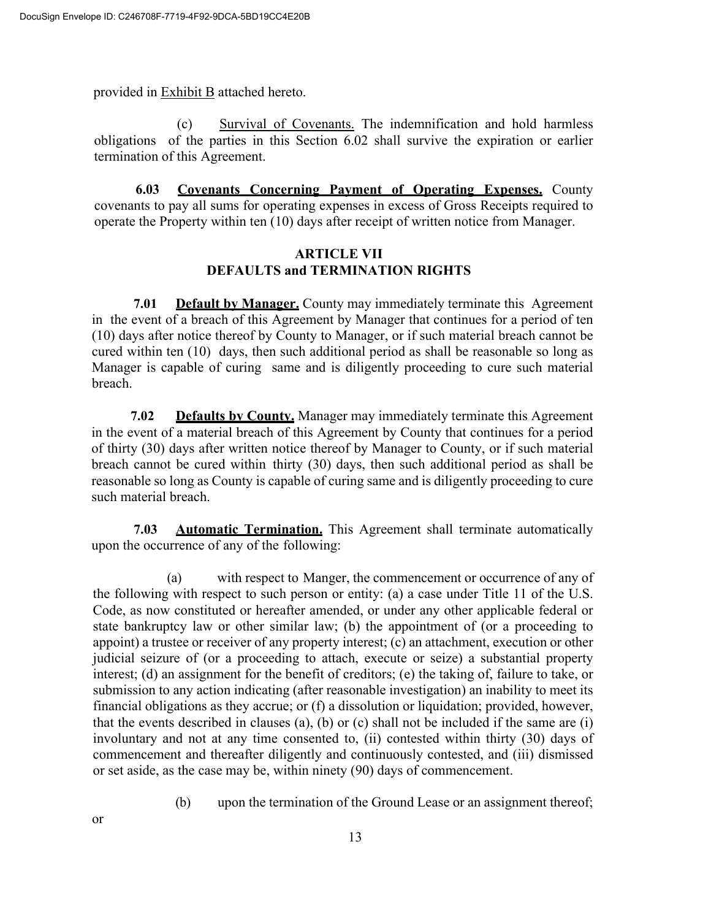provided in Exhibit B attached hereto.

(c) Survival of Covenants. The indemnification and hold harmless obligations of the parties in this Section 6.02 shall survive the expiration or earlier termination of this Agreement.

**6.03 Covenants Concerning Payment of Operating Expenses.** County covenants to pay all sums for operating expenses in excess of Gross Receipts required to operate the Property within ten (10) days after receipt of written notice from Manager.

## ARTICLE VII
## DEFAULTS and TERMINATION RIGHTS

**7.01 Default by Manager.** County may immediately terminate this Agreement in the event of a breach of this Agreement by Manager that continues for a period of ten (10) days after notice thereof by County to Manager, or if such material breach cannot be cured within ten (10) days, then such additional period as shall be reasonable so long as Manager is capable of curing same and is diligently proceeding to cure such material breach.

**7.02 Defaults by County.** Manager may immediately terminate this Agreement in the event of a material breach of this Agreement by County that continues for a period of thirty (30) days after written notice thereof by Manager to County, or if such material breach cannot be cured within thirty (30) days, then such additional period as shall be reasonable so long as County is capable of curing same and is diligently proceeding to cure such material breach.

**7.03 Automatic Termination.** This Agreement shall terminate automatically upon the occurrence of any of the following:

(a) with respect to Manger, the commencement or occurrence of any of the following with respect to such person or entity: (a) a case under Title 11 of the U.S. Code, as now constituted or hereafter amended, or under any other applicable federal or state bankruptcy law or other similar law; (b) the appointment of (or a proceeding to appoint) a trustee or receiver of any property interest; (c) an attachment, execution or other judicial seizure of (or a proceeding to attach, execute or seize) a substantial property interest; (d) an assignment for the benefit of creditors; (e) the taking of, failure to take, or submission to any action indicating (after reasonable investigation) an inability to meet its financial obligations as they accrue; or (f) a dissolution or liquidation; provided, however, that the events described in clauses (a), (b) or (c) shall not be included if the same are (i) involuntary and not at any time consented to, (ii) contested within thirty (30) days of commencement and thereafter diligently and continuously contested, and (iii) dismissed or set aside, as the case may be, within ninety (90) days of commencement.

(b) upon the termination of the Ground Lease or an assignment thereof; or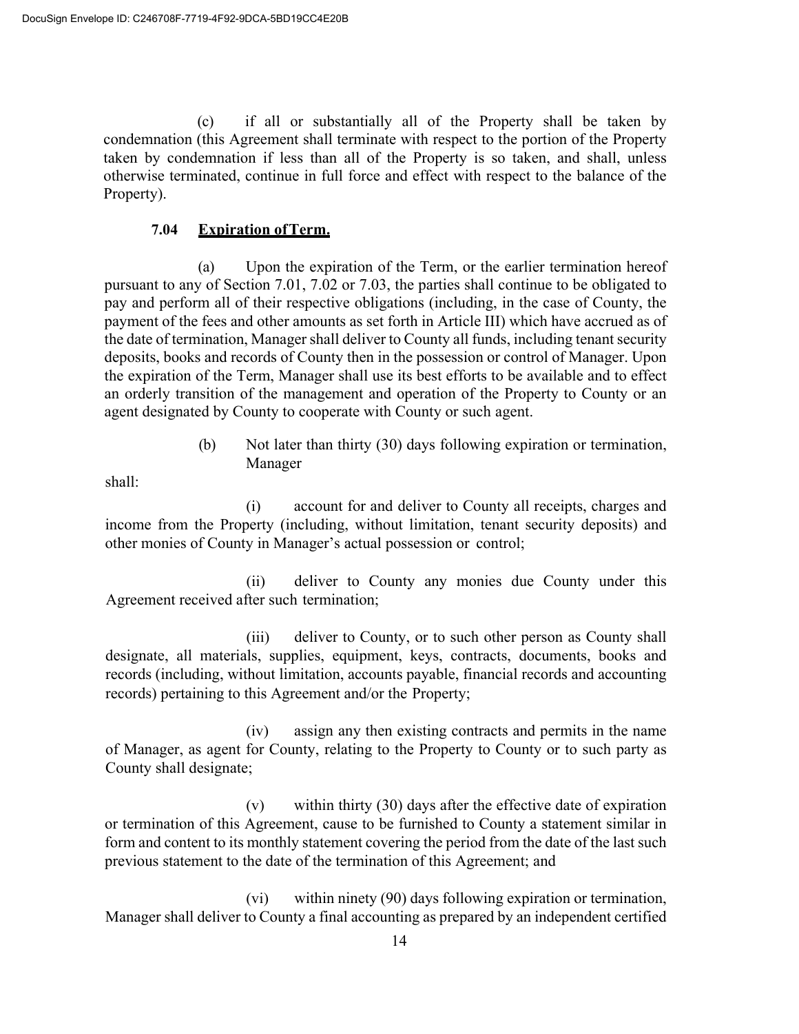(c) if all or substantially all of the Property shall be taken by condemnation (this Agreement shall terminate with respect to the portion of the Property taken by condemnation if less than all of the Property is so taken, and shall, unless otherwise terminated, continue in full force and effect with respect to the balance of the Property).

**7.04 Expiration of Term.**

(a) Upon the expiration of the Term, or the earlier termination hereof pursuant to any of Section 7.01, 7.02 or 7.03, the parties shall continue to be obligated to pay and perform all of their respective obligations (including, in the case of County, the payment of the fees and other amounts as set forth in Article III) which have accrued as of the date of termination, Manager shall deliver to County all funds, including tenant security deposits, books and records of County then in the possession or control of Manager. Upon the expiration of the Term, Manager shall use its best efforts to be available and to effect an orderly transition of the management and operation of the Property to County or an agent designated by County to cooperate with County or such agent.

(b) Not later than thirty (30) days following expiration or termination, Manager shall:

(i) account for and deliver to County all receipts, charges and income from the Property (including, without limitation, tenant security deposits) and other monies of County in Manager's actual possession or control;

(ii) deliver to County any monies due County under this Agreement received after such termination;

(iii) deliver to County, or to such other person as County shall designate, all materials, supplies, equipment, keys, contracts, documents, books and records (including, without limitation, accounts payable, financial records and accounting records) pertaining to this Agreement and/or the Property;

(iv) assign any then existing contracts and permits in the name of Manager, as agent for County, relating to the Property to County or to such party as County shall designate;

(v) within thirty (30) days after the effective date of expiration or termination of this Agreement, cause to be furnished to County a statement similar in form and content to its monthly statement covering the period from the date of the last such previous statement to the date of the termination of this Agreement; and

(vi) within ninety (90) days following expiration or termination, Manager shall deliver to County a final accounting as prepared by an independent certified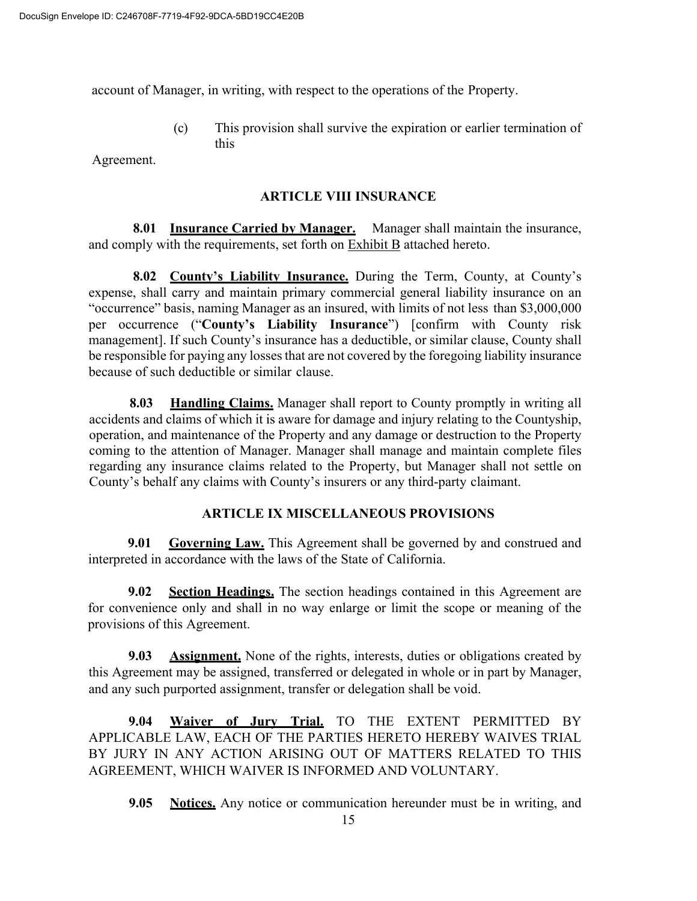account of Manager, in writing, with respect to the operations of the Property.

(c) This provision shall survive the expiration or earlier termination of this Agreement.

## ARTICLE VIII INSURANCE

**8.01 Insurance Carried by Manager.** Manager shall maintain the insurance, and comply with the requirements, set forth on Exhibit B attached hereto.

**8.02 County's Liability Insurance.** During the Term, County, at County's expense, shall carry and maintain primary commercial general liability insurance on an "occurrence" basis, naming Manager as an insured, with limits of not less than $3,000,000 per occurrence ("**County's Liability Insurance**") [confirm with County risk management]. If such County's insurance has a deductible, or similar clause, County shall be responsible for paying any losses that are not covered by the foregoing liability insurance because of such deductible or similar clause.

**8.03 Handling Claims.** Manager shall report to County promptly in writing all accidents and claims of which it is aware for damage and injury relating to the Countyship, operation, and maintenance of the Property and any damage or destruction to the Property coming to the attention of Manager. Manager shall manage and maintain complete files regarding any insurance claims related to the Property, but Manager shall not settle on County's behalf any claims with County's insurers or any third-party claimant.

## ARTICLE IX MISCELLANEOUS PROVISIONS

**9.01 Governing Law.** This Agreement shall be governed by and construed and interpreted in accordance with the laws of the State of California.

**9.02 Section Headings.** The section headings contained in this Agreement are for convenience only and shall in no way enlarge or limit the scope or meaning of the provisions of this Agreement.

**9.03 Assignment.** None of the rights, interests, duties or obligations created by this Agreement may be assigned, transferred or delegated in whole or in part by Manager, and any such purported assignment, transfer or delegation shall be void.

**9.04 Waiver of Jury Trial.** TO THE EXTENT PERMITTED BY APPLICABLE LAW, EACH OF THE PARTIES HERETO HEREBY WAIVES TRIAL BY JURY IN ANY ACTION ARISING OUT OF MATTERS RELATED TO THIS AGREEMENT, WHICH WAIVER IS INFORMED AND VOLUNTARY.

**9.05 Notices.** Any notice or communication hereunder must be in writing, and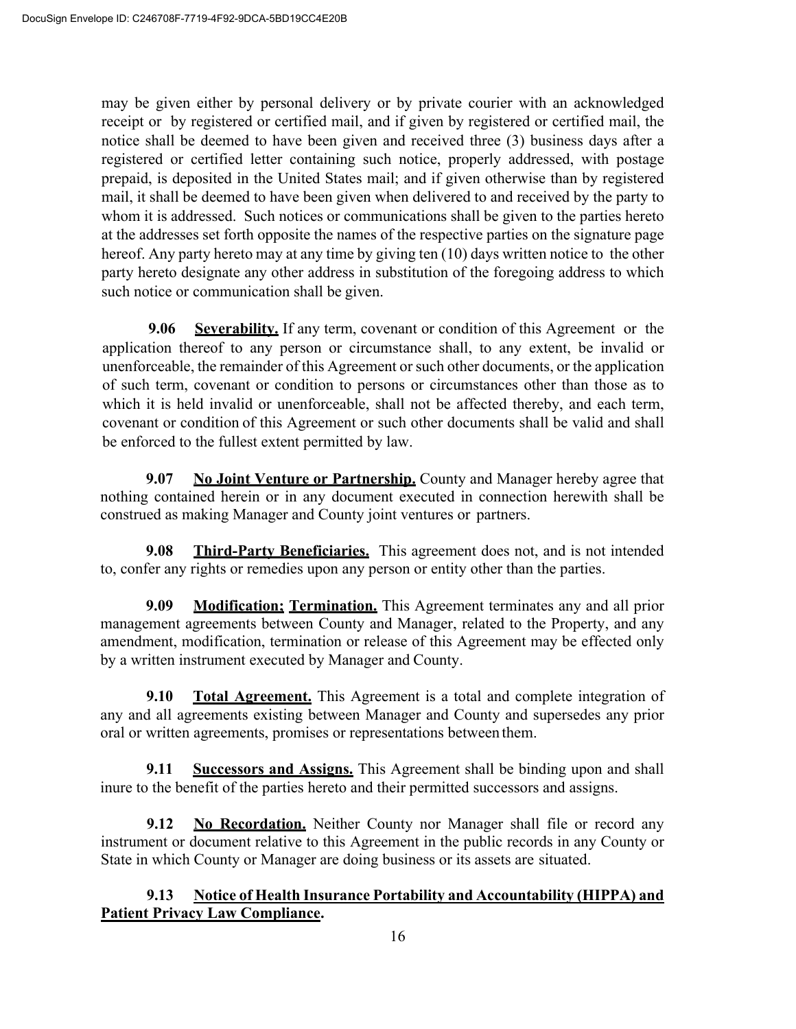may be given either by personal delivery or by private courier with an acknowledged receipt or by registered or certified mail, and if given by registered or certified mail, the notice shall be deemed to have been given and received three (3) business days after a registered or certified letter containing such notice, properly addressed, with postage prepaid, is deposited in the United States mail; and if given otherwise than by registered mail, it shall be deemed to have been given when delivered to and received by the party to whom it is addressed. Such notices or communications shall be given to the parties hereto at the addresses set forth opposite the names of the respective parties on the signature page hereof. Any party hereto may at any time by giving ten (10) days written notice to the other party hereto designate any other address in substitution of the foregoing address to which such notice or communication shall be given.

**9.06 Severability.** If any term, covenant or condition of this Agreement or the application thereof to any person or circumstance shall, to any extent, be invalid or unenforceable, the remainder of this Agreement or such other documents, or the application of such term, covenant or condition to persons or circumstances other than those as to which it is held invalid or unenforceable, shall not be affected thereby, and each term, covenant or condition of this Agreement or such other documents shall be valid and shall be enforced to the fullest extent permitted by law.

**9.07 No Joint Venture or Partnership.** County and Manager hereby agree that nothing contained herein or in any document executed in connection herewith shall be construed as making Manager and County joint ventures or partners.

**9.08 Third-Party Beneficiaries.** This agreement does not, and is not intended to, confer any rights or remedies upon any person or entity other than the parties.

**9.09 Modification; Termination.** This Agreement terminates any and all prior management agreements between County and Manager, related to the Property, and any amendment, modification, termination or release of this Agreement may be effected only by a written instrument executed by Manager and County.

**9.10 Total Agreement.** This Agreement is a total and complete integration of any and all agreements existing between Manager and County and supersedes any prior oral or written agreements, promises or representations between them.

**9.11 Successors and Assigns.** This Agreement shall be binding upon and shall inure to the benefit of the parties hereto and their permitted successors and assigns.

**9.12 No Recordation.** Neither County nor Manager shall file or record any instrument or document relative to this Agreement in the public records in any County or State in which County or Manager are doing business or its assets are situated.

**9.13 Notice of Health Insurance Portability and Accountability (HIPPA) and Patient Privacy Law Compliance.**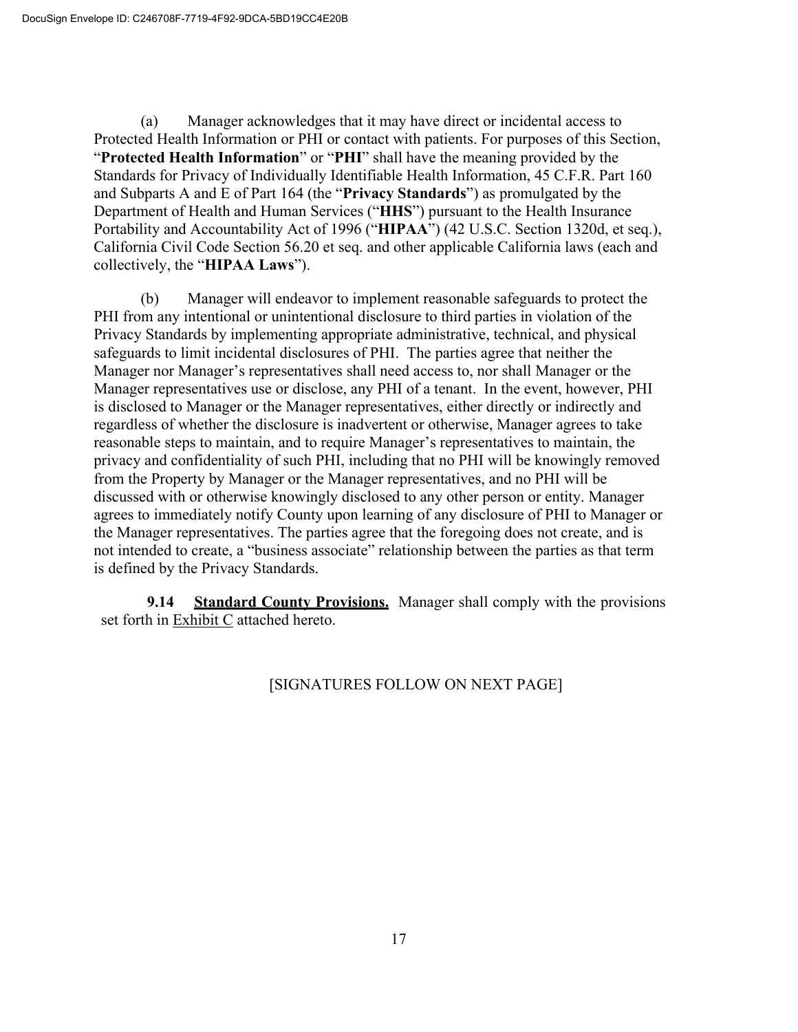(a) Manager acknowledges that it may have direct or incidental access to Protected Health Information or PHI or contact with patients. For purposes of this Section, "**Protected Health Information**" or "**PHI**" shall have the meaning provided by the Standards for Privacy of Individually Identifiable Health Information, 45 C.F.R. Part 160 and Subparts A and E of Part 164 (the "**Privacy Standards**") as promulgated by the Department of Health and Human Services ("**HHS**") pursuant to the Health Insurance Portability and Accountability Act of 1996 ("**HIPAA**") (42 U.S.C. Section 1320d, et seq.), California Civil Code Section 56.20 et seq. and other applicable California laws (each and collectively, the "**HIPAA Laws**").

(b) Manager will endeavor to implement reasonable safeguards to protect the PHI from any intentional or unintentional disclosure to third parties in violation of the Privacy Standards by implementing appropriate administrative, technical, and physical safeguards to limit incidental disclosures of PHI. The parties agree that neither the Manager nor Manager's representatives shall need access to, nor shall Manager or the Manager representatives use or disclose, any PHI of a tenant. In the event, however, PHI is disclosed to Manager or the Manager representatives, either directly or indirectly and regardless of whether the disclosure is inadvertent or otherwise, Manager agrees to take reasonable steps to maintain, and to require Manager's representatives to maintain, the privacy and confidentiality of such PHI, including that no PHI will be knowingly removed from the Property by Manager or the Manager representatives, and no PHI will be discussed with or otherwise knowingly disclosed to any other person or entity. Manager agrees to immediately notify County upon learning of any disclosure of PHI to Manager or the Manager representatives. The parties agree that the foregoing does not create, and is not intended to create, a "business associate" relationship between the parties as that term is defined by the Privacy Standards.

**9.14 Standard County Provisions.** Manager shall comply with the provisions set forth in Exhibit C attached hereto.

[SIGNATURES FOLLOW ON NEXT PAGE]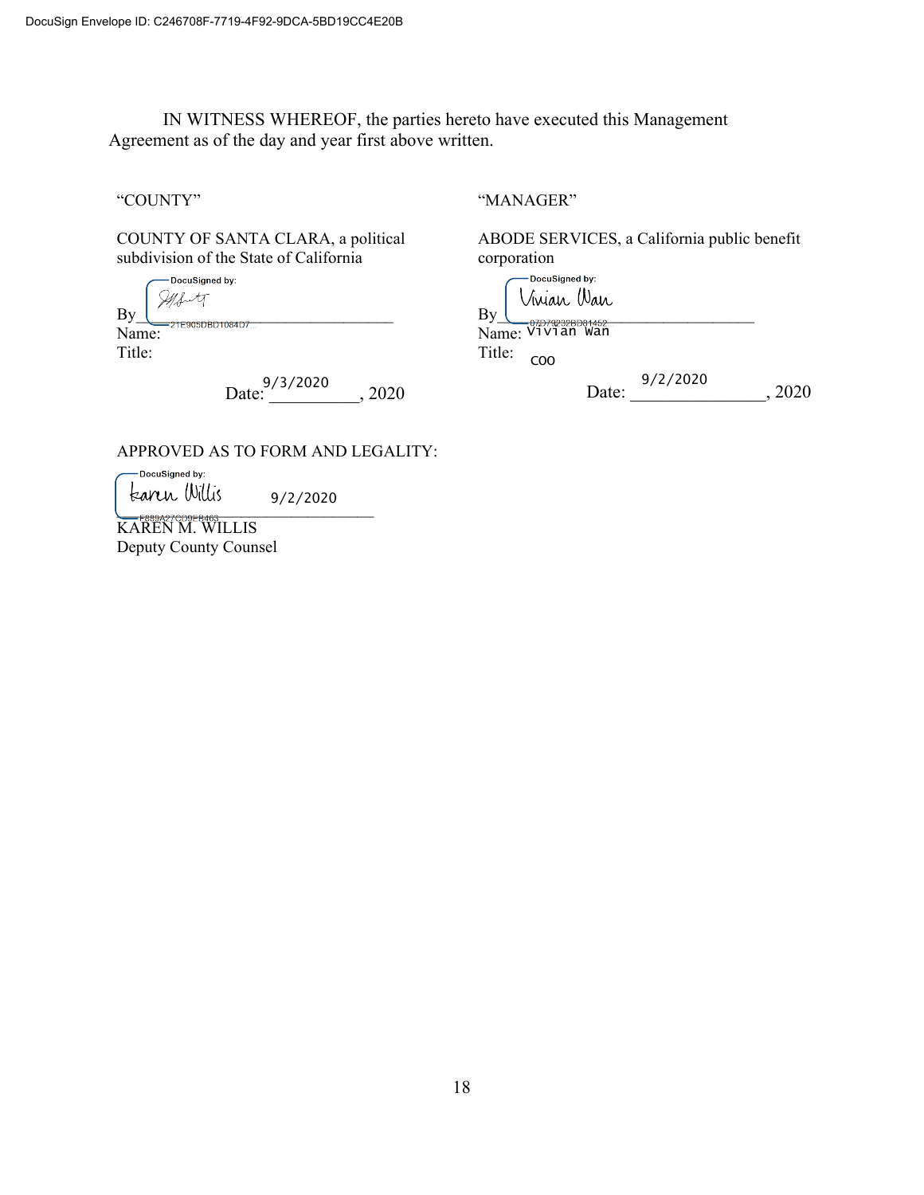DocuSign Envelope ID: C246708F-7719-4F92-9DCA-5BD19CC4E20B

IN WITNESS WHEREOF, the parties hereto have executed this Management Agreement as of the day and year first above written.

"COUNTY"

COUNTY OF SANTA CLARA, a political subdivision of the State of California

DocuSigned by:

By ______________________________
21E905DBD1084D7...

Name:

Title:

Date: 9/3/2020, 2020

"MANAGER"

ABODE SERVICES, a California public benefit corporation

DocuSigned by: Vivian Wan

By ______________________________
07D79232BD81452...

Name: Vivian Wan

Title: COO

Date: 9/2/2020, 2020

APPROVED AS TO FORM AND LEGALITY:

DocuSigned by: Karen Willis 9/2/2020

F889A27CD9E8463...

KAREN M. WILLIS
Deputy County Counsel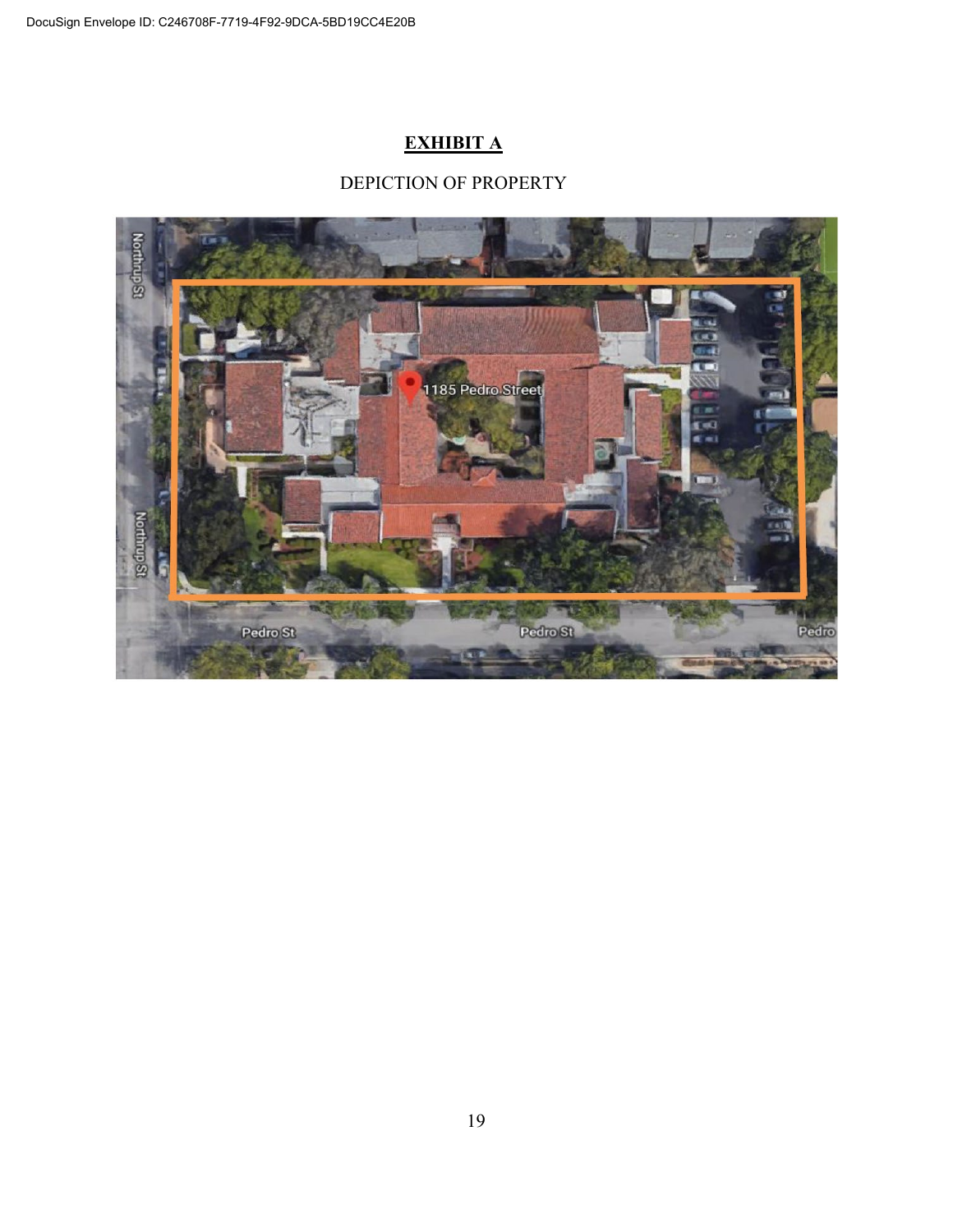**EXHIBIT A**

DEPICTION OF PROPERTY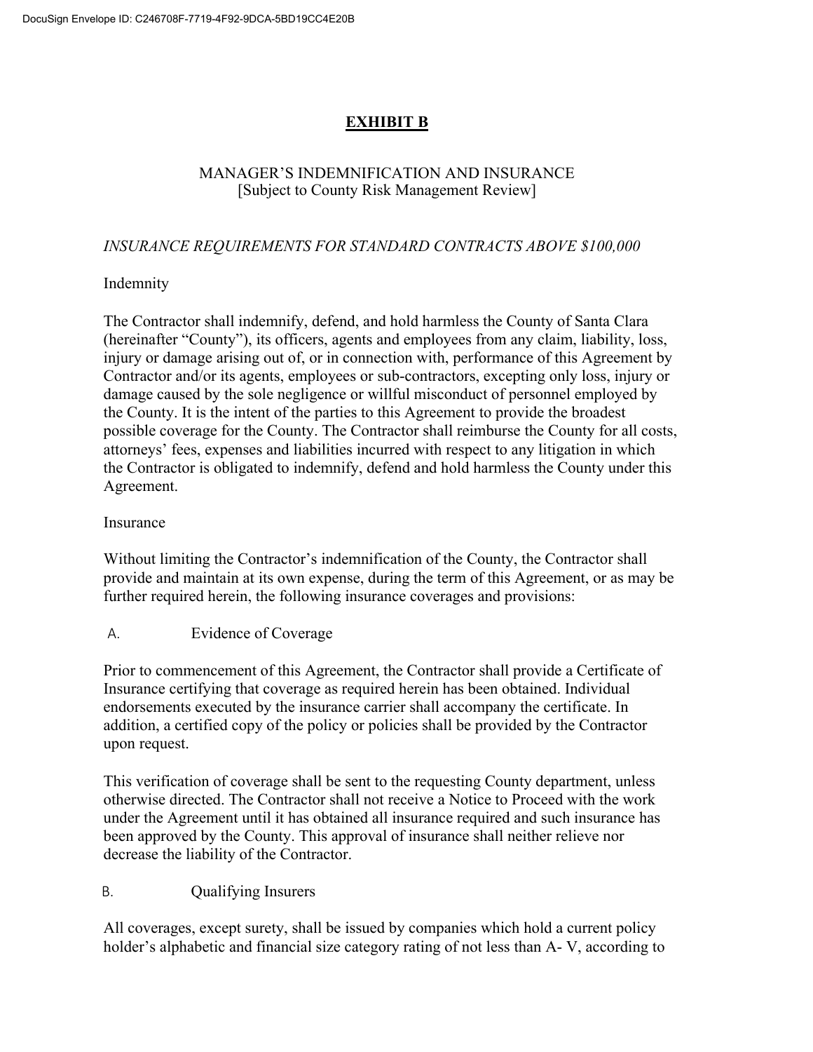# EXHIBIT B

MANAGER'S INDEMNIFICATION AND INSURANCE
[Subject to County Risk Management Review]

*INSURANCE REQUIREMENTS FOR STANDARD CONTRACTS ABOVE $100,000*

Indemnity

The Contractor shall indemnify, defend, and hold harmless the County of Santa Clara (hereinafter "County"), its officers, agents and employees from any claim, liability, loss, injury or damage arising out of, or in connection with, performance of this Agreement by Contractor and/or its agents, employees or sub-contractors, excepting only loss, injury or damage caused by the sole negligence or willful misconduct of personnel employed by the County. It is the intent of the parties to this Agreement to provide the broadest possible coverage for the County. The Contractor shall reimburse the County for all costs, attorneys' fees, expenses and liabilities incurred with respect to any litigation in which the Contractor is obligated to indemnify, defend and hold harmless the County under this Agreement.

Insurance

Without limiting the Contractor's indemnification of the County, the Contractor shall provide and maintain at its own expense, during the term of this Agreement, or as may be further required herein, the following insurance coverages and provisions:

A. Evidence of Coverage

Prior to commencement of this Agreement, the Contractor shall provide a Certificate of Insurance certifying that coverage as required herein has been obtained. Individual endorsements executed by the insurance carrier shall accompany the certificate. In addition, a certified copy of the policy or policies shall be provided by the Contractor upon request.

This verification of coverage shall be sent to the requesting County department, unless otherwise directed. The Contractor shall not receive a Notice to Proceed with the work under the Agreement until it has obtained all insurance required and such insurance has been approved by the County. This approval of insurance shall neither relieve nor decrease the liability of the Contractor.

B. Qualifying Insurers

All coverages, except surety, shall be issued by companies which hold a current policy holder's alphabetic and financial size category rating of not less than A- V, according to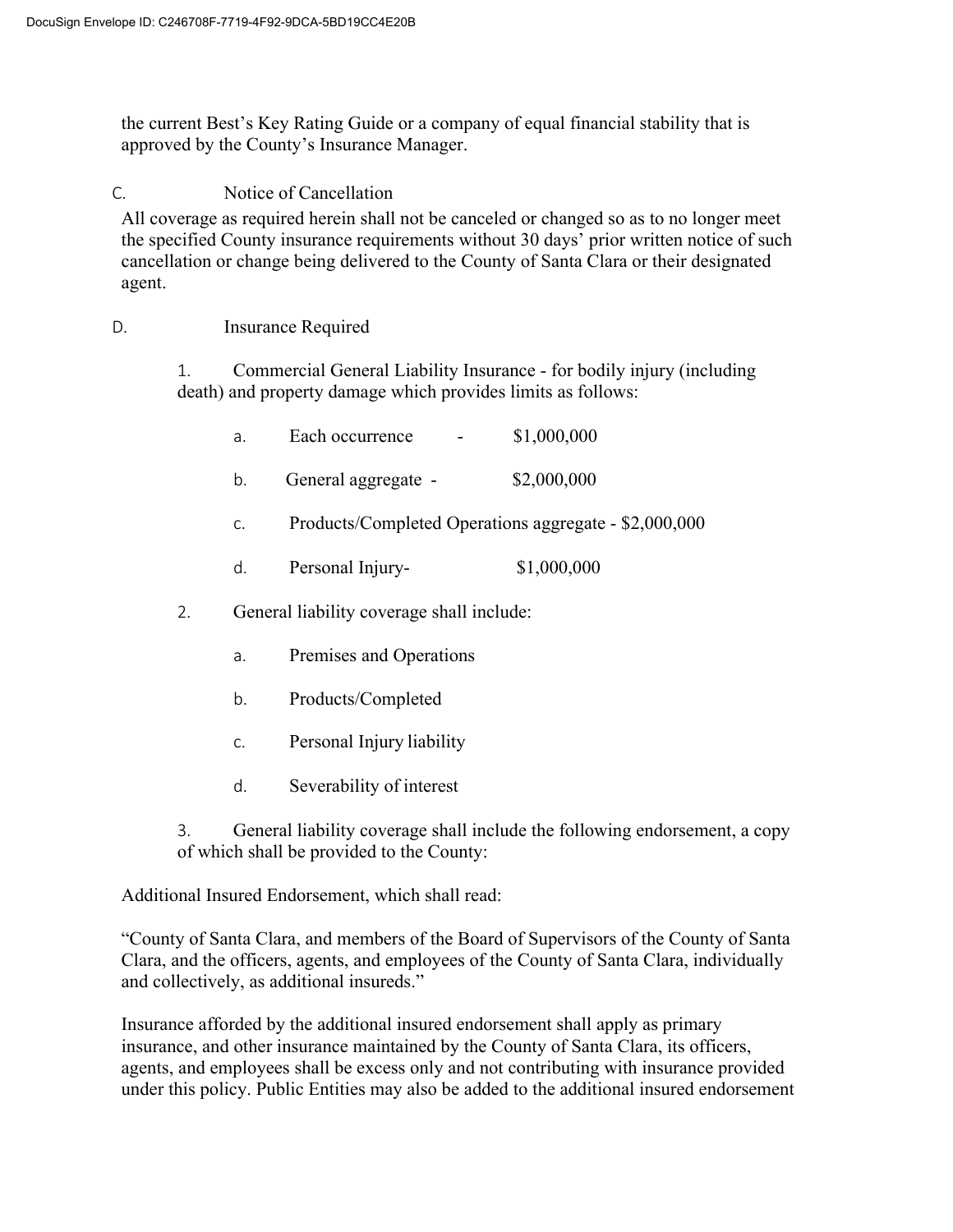the current Best's Key Rating Guide or a company of equal financial stability that is approved by the County's Insurance Manager.

C. Notice of Cancellation

All coverage as required herein shall not be canceled or changed so as to no longer meet the specified County insurance requirements without 30 days' prior written notice of such cancellation or change being delivered to the County of Santa Clara or their designated agent.

D. Insurance Required

1. Commercial General Liability Insurance - for bodily injury (including death) and property damage which provides limits as follows:

   a. Each occurrence - $1,000,000

   b. General aggregate - $2,000,000

   c. Products/Completed Operations aggregate - $2,000,000

   d. Personal Injury- $1,000,000

2. General liability coverage shall include:

   a. Premises and Operations

   b. Products/Completed

   c. Personal Injury liability

   d. Severability of interest

3. General liability coverage shall include the following endorsement, a copy of which shall be provided to the County:

Additional Insured Endorsement, which shall read:

"County of Santa Clara, and members of the Board of Supervisors of the County of Santa Clara, and the officers, agents, and employees of the County of Santa Clara, individually and collectively, as additional insureds."

Insurance afforded by the additional insured endorsement shall apply as primary insurance, and other insurance maintained by the County of Santa Clara, its officers, agents, and employees shall be excess only and not contributing with insurance provided under this policy. Public Entities may also be added to the additional insured endorsement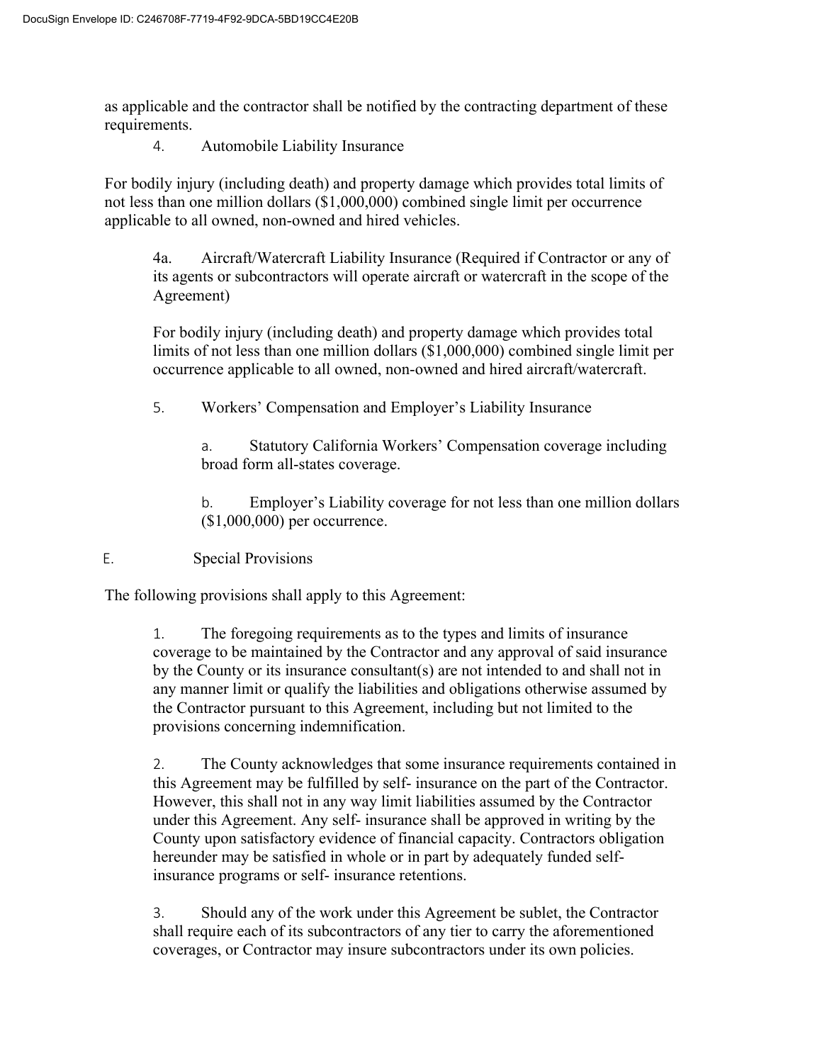as applicable and the contractor shall be notified by the contracting department of these requirements.

4. Automobile Liability Insurance

For bodily injury (including death) and property damage which provides total limits of not less than one million dollars ($1,000,000) combined single limit per occurrence applicable to all owned, non-owned and hired vehicles.

4a. Aircraft/Watercraft Liability Insurance (Required if Contractor or any of its agents or subcontractors will operate aircraft or watercraft in the scope of the Agreement)

For bodily injury (including death) and property damage which provides total limits of not less than one million dollars ($1,000,000) combined single limit per occurrence applicable to all owned, non-owned and hired aircraft/watercraft.

5. Workers' Compensation and Employer's Liability Insurance

a. Statutory California Workers' Compensation coverage including broad form all-states coverage.

b. Employer's Liability coverage for not less than one million dollars ($1,000,000) per occurrence.

E. Special Provisions

The following provisions shall apply to this Agreement:

1. The foregoing requirements as to the types and limits of insurance coverage to be maintained by the Contractor and any approval of said insurance by the County or its insurance consultant(s) are not intended to and shall not in any manner limit or qualify the liabilities and obligations otherwise assumed by the Contractor pursuant to this Agreement, including but not limited to the provisions concerning indemnification.

2. The County acknowledges that some insurance requirements contained in this Agreement may be fulfilled by self- insurance on the part of the Contractor. However, this shall not in any way limit liabilities assumed by the Contractor under this Agreement. Any self- insurance shall be approved in writing by the County upon satisfactory evidence of financial capacity. Contractors obligation hereunder may be satisfied in whole or in part by adequately funded self-insurance programs or self- insurance retentions.

3. Should any of the work under this Agreement be sublet, the Contractor shall require each of its subcontractors of any tier to carry the aforementioned coverages, or Contractor may insure subcontractors under its own policies.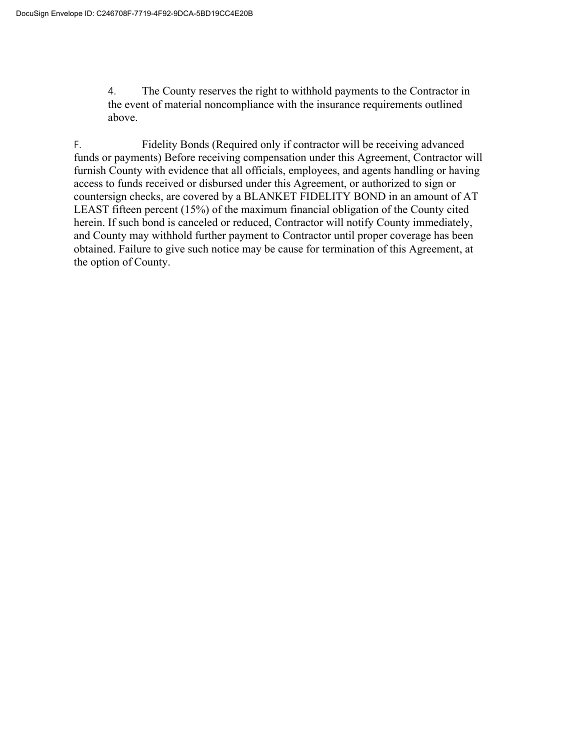4. The County reserves the right to withhold payments to the Contractor in the event of material noncompliance with the insurance requirements outlined above.

F. Fidelity Bonds (Required only if contractor will be receiving advanced funds or payments) Before receiving compensation under this Agreement, Contractor will furnish County with evidence that all officials, employees, and agents handling or having access to funds received or disbursed under this Agreement, or authorized to sign or countersign checks, are covered by a BLANKET FIDELITY BOND in an amount of AT LEAST fifteen percent (15%) of the maximum financial obligation of the County cited herein. If such bond is canceled or reduced, Contractor will notify County immediately, and County may withhold further payment to Contractor until proper coverage has been obtained. Failure to give such notice may be cause for termination of this Agreement, at the option of County.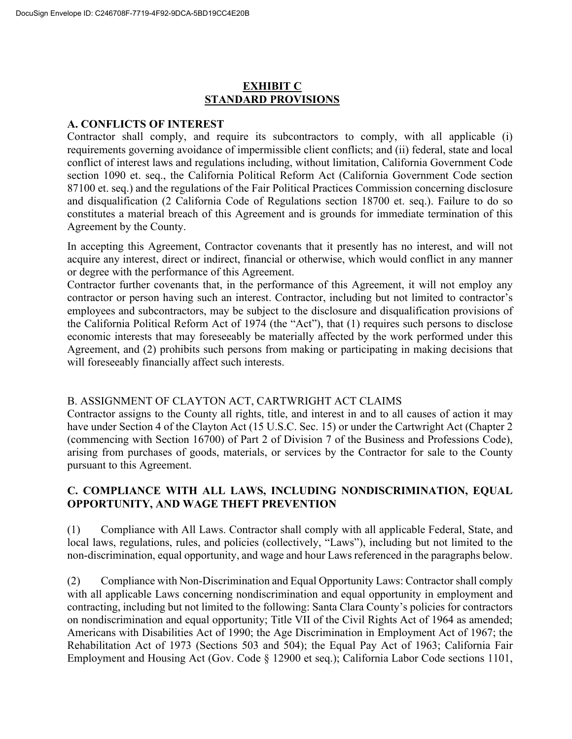# EXHIBIT C
# STANDARD PROVISIONS

## A. CONFLICTS OF INTEREST

Contractor shall comply, and require its subcontractors to comply, with all applicable (i) requirements governing avoidance of impermissible client conflicts; and (ii) federal, state and local conflict of interest laws and regulations including, without limitation, California Government Code section 1090 et. seq., the California Political Reform Act (California Government Code section 87100 et. seq.) and the regulations of the Fair Political Practices Commission concerning disclosure and disqualification (2 California Code of Regulations section 18700 et. seq.). Failure to do so constitutes a material breach of this Agreement and is grounds for immediate termination of this Agreement by the County.

In accepting this Agreement, Contractor covenants that it presently has no interest, and will not acquire any interest, direct or indirect, financial or otherwise, which would conflict in any manner or degree with the performance of this Agreement.

Contractor further covenants that, in the performance of this Agreement, it will not employ any contractor or person having such an interest. Contractor, including but not limited to contractor's employees and subcontractors, may be subject to the disclosure and disqualification provisions of the California Political Reform Act of 1974 (the "Act"), that (1) requires such persons to disclose economic interests that may foreseeably be materially affected by the work performed under this Agreement, and (2) prohibits such persons from making or participating in making decisions that will foreseeably financially affect such interests.

## B. ASSIGNMENT OF CLAYTON ACT, CARTWRIGHT ACT CLAIMS

Contractor assigns to the County all rights, title, and interest in and to all causes of action it may have under Section 4 of the Clayton Act (15 U.S.C. Sec. 15) or under the Cartwright Act (Chapter 2 (commencing with Section 16700) of Part 2 of Division 7 of the Business and Professions Code), arising from purchases of goods, materials, or services by the Contractor for sale to the County pursuant to this Agreement.

## C. COMPLIANCE WITH ALL LAWS, INCLUDING NONDISCRIMINATION, EQUAL OPPORTUNITY, AND WAGE THEFT PREVENTION

(1) Compliance with All Laws. Contractor shall comply with all applicable Federal, State, and local laws, regulations, rules, and policies (collectively, "Laws"), including but not limited to the non-discrimination, equal opportunity, and wage and hour Laws referenced in the paragraphs below.

(2) Compliance with Non-Discrimination and Equal Opportunity Laws: Contractor shall comply with all applicable Laws concerning nondiscrimination and equal opportunity in employment and contracting, including but not limited to the following: Santa Clara County's policies for contractors on nondiscrimination and equal opportunity; Title VII of the Civil Rights Act of 1964 as amended; Americans with Disabilities Act of 1990; the Age Discrimination in Employment Act of 1967; the Rehabilitation Act of 1973 (Sections 503 and 504); the Equal Pay Act of 1963; California Fair Employment and Housing Act (Gov. Code § 12900 et seq.); California Labor Code sections 1101,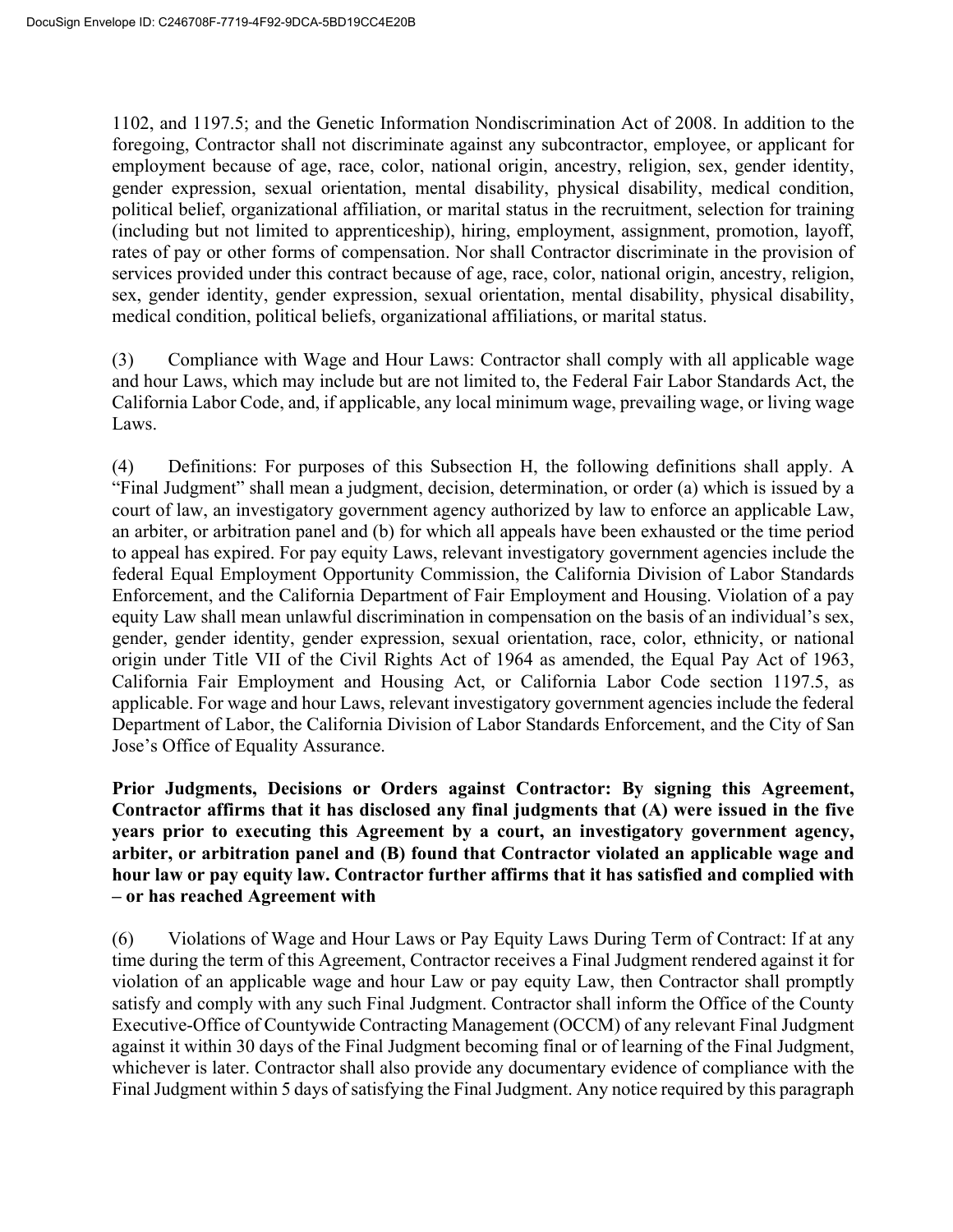1102, and 1197.5; and the Genetic Information Nondiscrimination Act of 2008. In addition to the foregoing, Contractor shall not discriminate against any subcontractor, employee, or applicant for employment because of age, race, color, national origin, ancestry, religion, sex, gender identity, gender expression, sexual orientation, mental disability, physical disability, medical condition, political belief, organizational affiliation, or marital status in the recruitment, selection for training (including but not limited to apprenticeship), hiring, employment, assignment, promotion, layoff, rates of pay or other forms of compensation. Nor shall Contractor discriminate in the provision of services provided under this contract because of age, race, color, national origin, ancestry, religion, sex, gender identity, gender expression, sexual orientation, mental disability, physical disability, medical condition, political beliefs, organizational affiliations, or marital status.

(3) Compliance with Wage and Hour Laws: Contractor shall comply with all applicable wage and hour Laws, which may include but are not limited to, the Federal Fair Labor Standards Act, the California Labor Code, and, if applicable, any local minimum wage, prevailing wage, or living wage Laws.

(4) Definitions: For purposes of this Subsection H, the following definitions shall apply. A "Final Judgment" shall mean a judgment, decision, determination, or order (a) which is issued by a court of law, an investigatory government agency authorized by law to enforce an applicable Law, an arbiter, or arbitration panel and (b) for which all appeals have been exhausted or the time period to appeal has expired. For pay equity Laws, relevant investigatory government agencies include the federal Equal Employment Opportunity Commission, the California Division of Labor Standards Enforcement, and the California Department of Fair Employment and Housing. Violation of a pay equity Law shall mean unlawful discrimination in compensation on the basis of an individual's sex, gender, gender identity, gender expression, sexual orientation, race, color, ethnicity, or national origin under Title VII of the Civil Rights Act of 1964 as amended, the Equal Pay Act of 1963, California Fair Employment and Housing Act, or California Labor Code section 1197.5, as applicable. For wage and hour Laws, relevant investigatory government agencies include the federal Department of Labor, the California Division of Labor Standards Enforcement, and the City of San Jose's Office of Equality Assurance.

**Prior Judgments, Decisions or Orders against Contractor: By signing this Agreement, Contractor affirms that it has disclosed any final judgments that (A) were issued in the five years prior to executing this Agreement by a court, an investigatory government agency, arbiter, or arbitration panel and (B) found that Contractor violated an applicable wage and hour law or pay equity law. Contractor further affirms that it has satisfied and complied with – or has reached Agreement with**

(6) Violations of Wage and Hour Laws or Pay Equity Laws During Term of Contract: If at any time during the term of this Agreement, Contractor receives a Final Judgment rendered against it for violation of an applicable wage and hour Law or pay equity Law, then Contractor shall promptly satisfy and comply with any such Final Judgment. Contractor shall inform the Office of the County Executive-Office of Countywide Contracting Management (OCCM) of any relevant Final Judgment against it within 30 days of the Final Judgment becoming final or of learning of the Final Judgment, whichever is later. Contractor shall also provide any documentary evidence of compliance with the Final Judgment within 5 days of satisfying the Final Judgment. Any notice required by this paragraph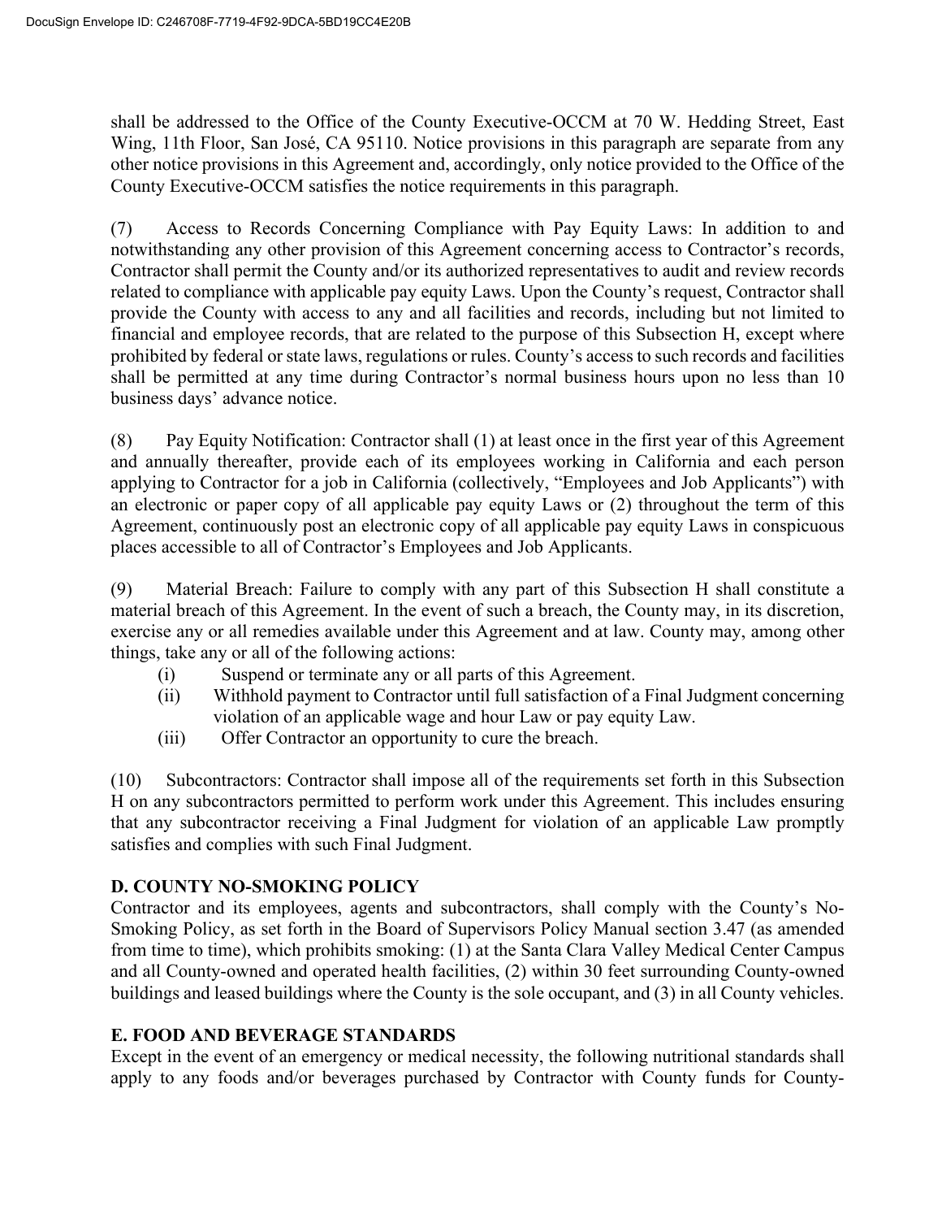shall be addressed to the Office of the County Executive-OCCM at 70 W. Hedding Street, East Wing, 11th Floor, San José, CA 95110. Notice provisions in this paragraph are separate from any other notice provisions in this Agreement and, accordingly, only notice provided to the Office of the County Executive-OCCM satisfies the notice requirements in this paragraph.

(7) Access to Records Concerning Compliance with Pay Equity Laws: In addition to and notwithstanding any other provision of this Agreement concerning access to Contractor's records, Contractor shall permit the County and/or its authorized representatives to audit and review records related to compliance with applicable pay equity Laws. Upon the County's request, Contractor shall provide the County with access to any and all facilities and records, including but not limited to financial and employee records, that are related to the purpose of this Subsection H, except where prohibited by federal or state laws, regulations or rules. County's access to such records and facilities shall be permitted at any time during Contractor's normal business hours upon no less than 10 business days' advance notice.

(8) Pay Equity Notification: Contractor shall (1) at least once in the first year of this Agreement and annually thereafter, provide each of its employees working in California and each person applying to Contractor for a job in California (collectively, "Employees and Job Applicants") with an electronic or paper copy of all applicable pay equity Laws or (2) throughout the term of this Agreement, continuously post an electronic copy of all applicable pay equity Laws in conspicuous places accessible to all of Contractor's Employees and Job Applicants.

(9) Material Breach: Failure to comply with any part of this Subsection H shall constitute a material breach of this Agreement. In the event of such a breach, the County may, in its discretion, exercise any or all remedies available under this Agreement and at law. County may, among other things, take any or all of the following actions:

- (i) Suspend or terminate any or all parts of this Agreement.
- (ii) Withhold payment to Contractor until full satisfaction of a Final Judgment concerning violation of an applicable wage and hour Law or pay equity Law.
- (iii) Offer Contractor an opportunity to cure the breach.

(10) Subcontractors: Contractor shall impose all of the requirements set forth in this Subsection H on any subcontractors permitted to perform work under this Agreement. This includes ensuring that any subcontractor receiving a Final Judgment for violation of an applicable Law promptly satisfies and complies with such Final Judgment.

**D. COUNTY NO-SMOKING POLICY**

Contractor and its employees, agents and subcontractors, shall comply with the County's No-Smoking Policy, as set forth in the Board of Supervisors Policy Manual section 3.47 (as amended from time to time), which prohibits smoking: (1) at the Santa Clara Valley Medical Center Campus and all County-owned and operated health facilities, (2) within 30 feet surrounding County-owned buildings and leased buildings where the County is the sole occupant, and (3) in all County vehicles.

**E. FOOD AND BEVERAGE STANDARDS**

Except in the event of an emergency or medical necessity, the following nutritional standards shall apply to any foods and/or beverages purchased by Contractor with County funds for County-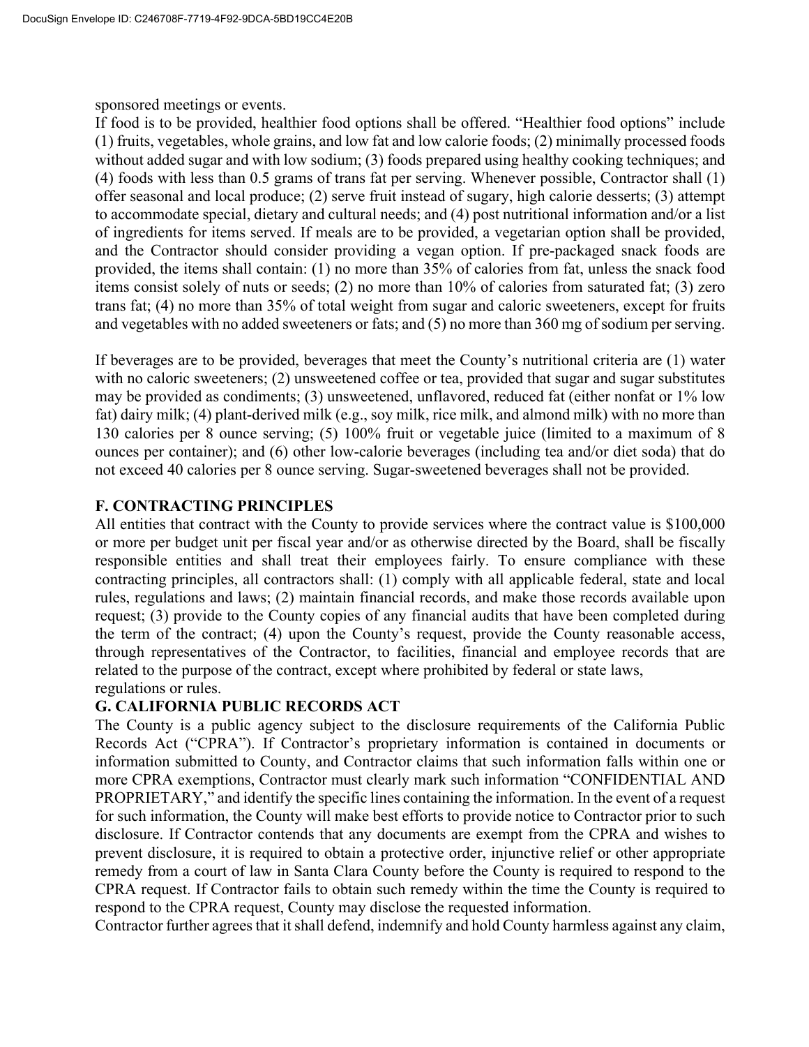sponsored meetings or events.

If food is to be provided, healthier food options shall be offered. "Healthier food options" include (1) fruits, vegetables, whole grains, and low fat and low calorie foods; (2) minimally processed foods without added sugar and with low sodium; (3) foods prepared using healthy cooking techniques; and (4) foods with less than 0.5 grams of trans fat per serving. Whenever possible, Contractor shall (1) offer seasonal and local produce; (2) serve fruit instead of sugary, high calorie desserts; (3) attempt to accommodate special, dietary and cultural needs; and (4) post nutritional information and/or a list of ingredients for items served. If meals are to be provided, a vegetarian option shall be provided, and the Contractor should consider providing a vegan option. If pre-packaged snack foods are provided, the items shall contain: (1) no more than 35% of calories from fat, unless the snack food items consist solely of nuts or seeds; (2) no more than 10% of calories from saturated fat; (3) zero trans fat; (4) no more than 35% of total weight from sugar and caloric sweeteners, except for fruits and vegetables with no added sweeteners or fats; and (5) no more than 360 mg of sodium per serving.

If beverages are to be provided, beverages that meet the County's nutritional criteria are (1) water with no caloric sweeteners; (2) unsweetened coffee or tea, provided that sugar and sugar substitutes may be provided as condiments; (3) unsweetened, unflavored, reduced fat (either nonfat or 1% low fat) dairy milk; (4) plant-derived milk (e.g., soy milk, rice milk, and almond milk) with no more than 130 calories per 8 ounce serving; (5) 100% fruit or vegetable juice (limited to a maximum of 8 ounces per container); and (6) other low-calorie beverages (including tea and/or diet soda) that do not exceed 40 calories per 8 ounce serving. Sugar-sweetened beverages shall not be provided.

**F. CONTRACTING PRINCIPLES**

All entities that contract with the County to provide services where the contract value is $100,000 or more per budget unit per fiscal year and/or as otherwise directed by the Board, shall be fiscally responsible entities and shall treat their employees fairly. To ensure compliance with these contracting principles, all contractors shall: (1) comply with all applicable federal, state and local rules, regulations and laws; (2) maintain financial records, and make those records available upon request; (3) provide to the County copies of any financial audits that have been completed during the term of the contract; (4) upon the County's request, provide the County reasonable access, through representatives of the Contractor, to facilities, financial and employee records that are related to the purpose of the contract, except where prohibited by federal or state laws, regulations or rules.

**G. CALIFORNIA PUBLIC RECORDS ACT**

The County is a public agency subject to the disclosure requirements of the California Public Records Act ("CPRA"). If Contractor's proprietary information is contained in documents or information submitted to County, and Contractor claims that such information falls within one or more CPRA exemptions, Contractor must clearly mark such information "CONFIDENTIAL AND PROPRIETARY," and identify the specific lines containing the information. In the event of a request for such information, the County will make best efforts to provide notice to Contractor prior to such disclosure. If Contractor contends that any documents are exempt from the CPRA and wishes to prevent disclosure, it is required to obtain a protective order, injunctive relief or other appropriate remedy from a court of law in Santa Clara County before the County is required to respond to the CPRA request. If Contractor fails to obtain such remedy within the time the County is required to respond to the CPRA request, County may disclose the requested information.

Contractor further agrees that it shall defend, indemnify and hold County harmless against any claim,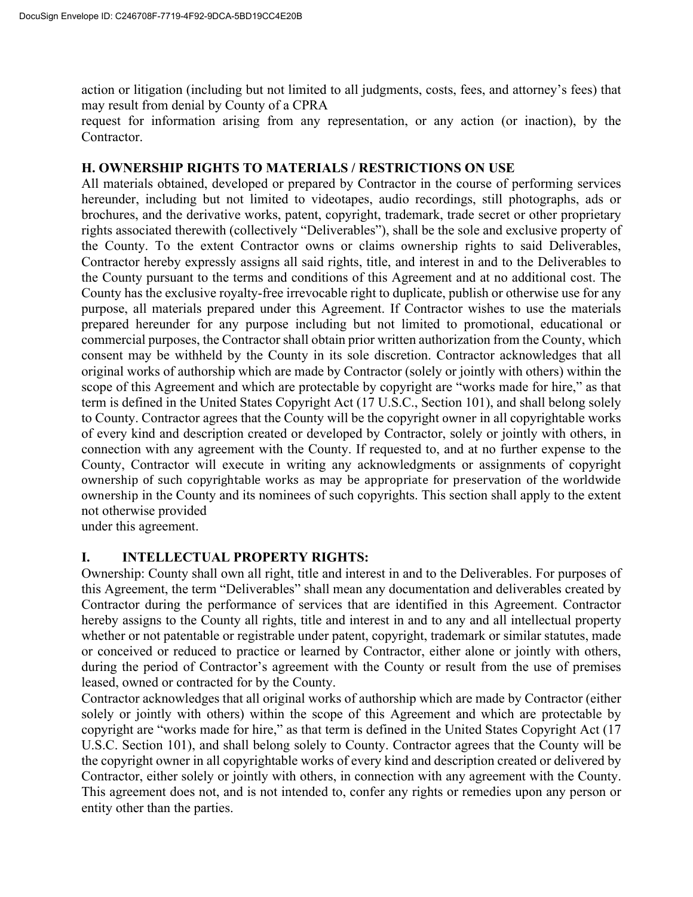action or litigation (including but not limited to all judgments, costs, fees, and attorney's fees) that may result from denial by County of a CPRA request for information arising from any representation, or any action (or inaction), by the Contractor.

## H. OWNERSHIP RIGHTS TO MATERIALS / RESTRICTIONS ON USE

All materials obtained, developed or prepared by Contractor in the course of performing services hereunder, including but not limited to videotapes, audio recordings, still photographs, ads or brochures, and the derivative works, patent, copyright, trademark, trade secret or other proprietary rights associated therewith (collectively "Deliverables"), shall be the sole and exclusive property of the County. To the extent Contractor owns or claims ownership rights to said Deliverables, Contractor hereby expressly assigns all said rights, title, and interest in and to the Deliverables to the County pursuant to the terms and conditions of this Agreement and at no additional cost. The County has the exclusive royalty-free irrevocable right to duplicate, publish or otherwise use for any purpose, all materials prepared under this Agreement. If Contractor wishes to use the materials prepared hereunder for any purpose including but not limited to promotional, educational or commercial purposes, the Contractor shall obtain prior written authorization from the County, which consent may be withheld by the County in its sole discretion. Contractor acknowledges that all original works of authorship which are made by Contractor (solely or jointly with others) within the scope of this Agreement and which are protectable by copyright are "works made for hire," as that term is defined in the United States Copyright Act (17 U.S.C., Section 101), and shall belong solely to County. Contractor agrees that the County will be the copyright owner in all copyrightable works of every kind and description created or developed by Contractor, solely or jointly with others, in connection with any agreement with the County. If requested to, and at no further expense to the County, Contractor will execute in writing any acknowledgments or assignments of copyright ownership of such copyrightable works as may be appropriate for preservation of the worldwide ownership in the County and its nominees of such copyrights. This section shall apply to the extent not otherwise provided under this agreement.

## I. INTELLECTUAL PROPERTY RIGHTS:

Ownership: County shall own all right, title and interest in and to the Deliverables. For purposes of this Agreement, the term "Deliverables" shall mean any documentation and deliverables created by Contractor during the performance of services that are identified in this Agreement. Contractor hereby assigns to the County all rights, title and interest in and to any and all intellectual property whether or not patentable or registrable under patent, copyright, trademark or similar statutes, made or conceived or reduced to practice or learned by Contractor, either alone or jointly with others, during the period of Contractor's agreement with the County or result from the use of premises leased, owned or contracted for by the County.

Contractor acknowledges that all original works of authorship which are made by Contractor (either solely or jointly with others) within the scope of this Agreement and which are protectable by copyright are "works made for hire," as that term is defined in the United States Copyright Act (17 U.S.C. Section 101), and shall belong solely to County. Contractor agrees that the County will be the copyright owner in all copyrightable works of every kind and description created or delivered by Contractor, either solely or jointly with others, in connection with any agreement with the County. This agreement does not, and is not intended to, confer any rights or remedies upon any person or entity other than the parties.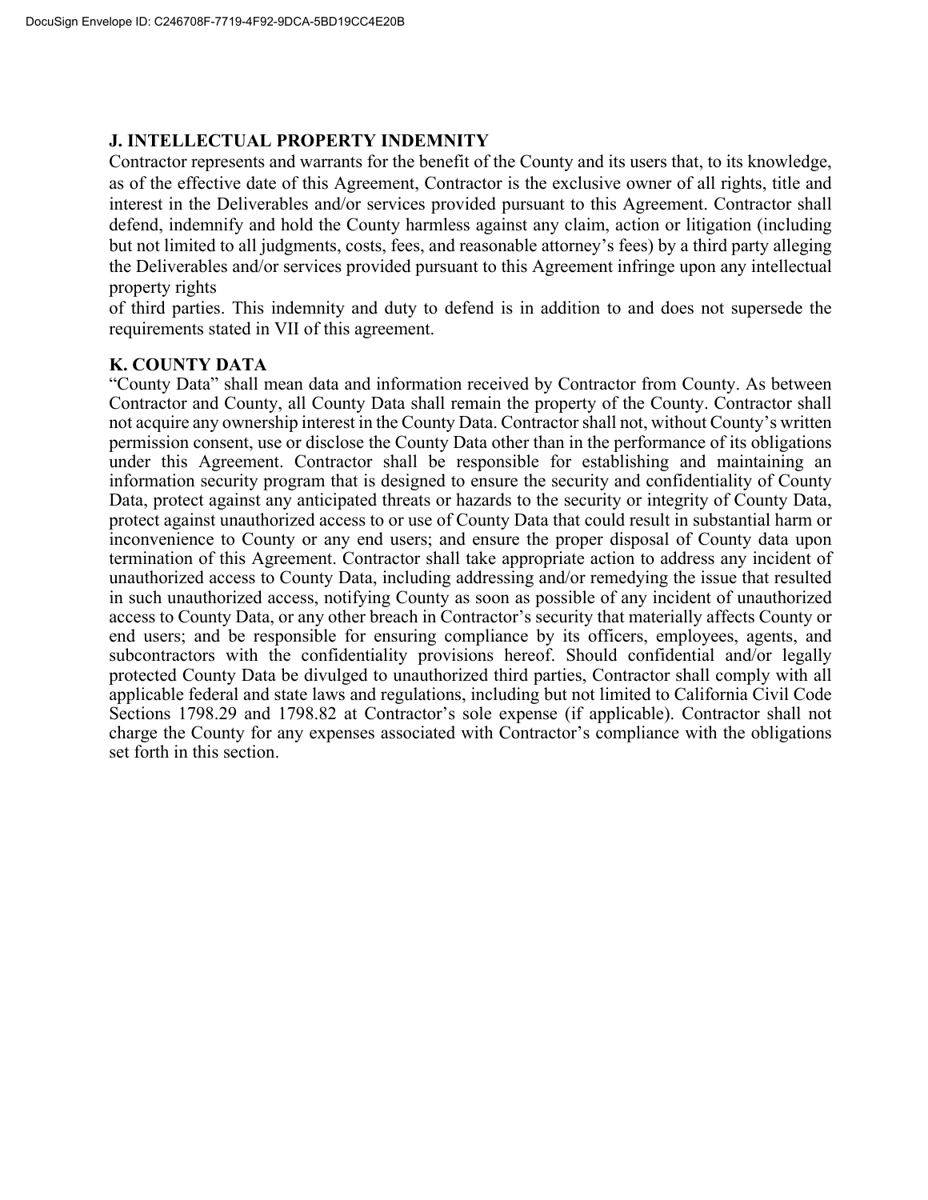**J. INTELLECTUAL PROPERTY INDEMNITY**

Contractor represents and warrants for the benefit of the County and its users that, to its knowledge, as of the effective date of this Agreement, Contractor is the exclusive owner of all rights, title and interest in the Deliverables and/or services provided pursuant to this Agreement. Contractor shall defend, indemnify and hold the County harmless against any claim, action or litigation (including but not limited to all judgments, costs, fees, and reasonable attorney's fees) by a third party alleging the Deliverables and/or services provided pursuant to this Agreement infringe upon any intellectual property rights
of third parties. This indemnity and duty to defend is in addition to and does not supersede the requirements stated in VII of this agreement.

**K. COUNTY DATA**

"County Data" shall mean data and information received by Contractor from County. As between Contractor and County, all County Data shall remain the property of the County. Contractor shall not acquire any ownership interest in the County Data. Contractor shall not, without County's written permission consent, use or disclose the County Data other than in the performance of its obligations under this Agreement. Contractor shall be responsible for establishing and maintaining an information security program that is designed to ensure the security and confidentiality of County Data, protect against any anticipated threats or hazards to the security or integrity of County Data, protect against unauthorized access to or use of County Data that could result in substantial harm or inconvenience to County or any end users; and ensure the proper disposal of County data upon termination of this Agreement. Contractor shall take appropriate action to address any incident of unauthorized access to County Data, including addressing and/or remedying the issue that resulted in such unauthorized access, notifying County as soon as possible of any incident of unauthorized access to County Data, or any other breach in Contractor's security that materially affects County or end users; and be responsible for ensuring compliance by its officers, employees, agents, and subcontractors with the confidentiality provisions hereof. Should confidential and/or legally protected County Data be divulged to unauthorized third parties, Contractor shall comply with all applicable federal and state laws and regulations, including but not limited to California Civil Code Sections 1798.29 and 1798.82 at Contractor's sole expense (if applicable). Contractor shall not charge the County for any expenses associated with Contractor's compliance with the obligations set forth in this section.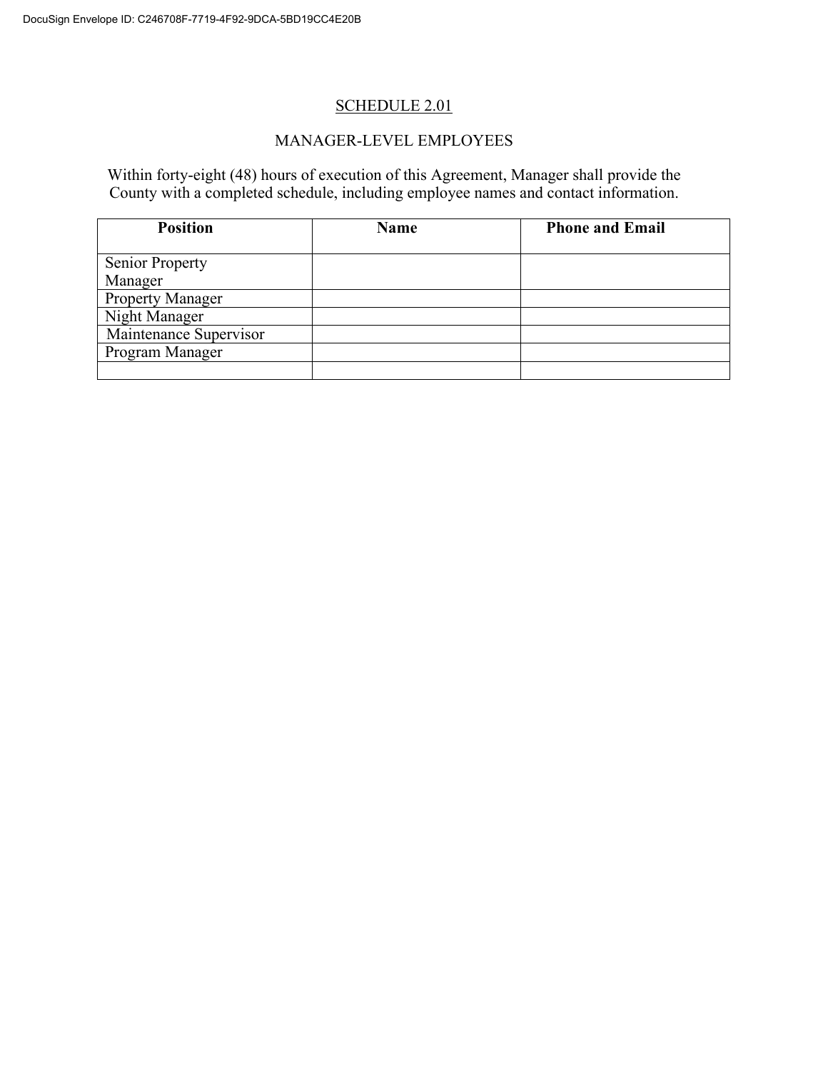SCHEDULE 2.01

MANAGER-LEVEL EMPLOYEES

Within forty-eight (48) hours of execution of this Agreement, Manager shall provide the County with a completed schedule, including employee names and contact information.

| Position | Name | Phone and Email |
|---|---|---|
| Senior Property Manager | | |
| Property Manager | | |
| Night Manager | | |
| Maintenance Supervisor | | |
| Program Manager | | |
| | | |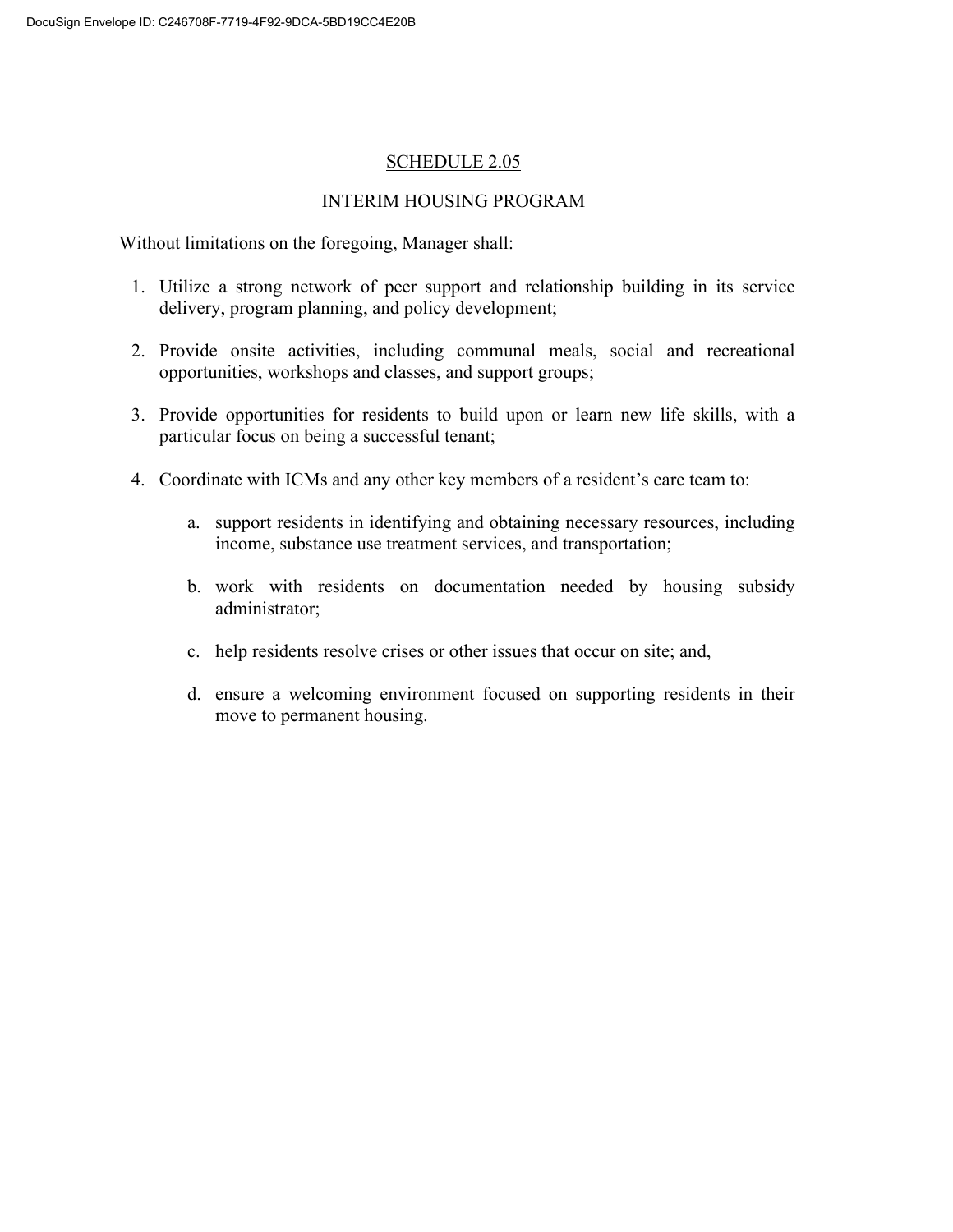## SCHEDULE 2.05

### INTERIM HOUSING PROGRAM

Without limitations on the foregoing, Manager shall:

1. Utilize a strong network of peer support and relationship building in its service delivery, program planning, and policy development;

2. Provide onsite activities, including communal meals, social and recreational opportunities, workshops and classes, and support groups;

3. Provide opportunities for residents to build upon or learn new life skills, with a particular focus on being a successful tenant;

4. Coordinate with ICMs and any other key members of a resident's care team to:

    a. support residents in identifying and obtaining necessary resources, including income, substance use treatment services, and transportation;

    b. work with residents on documentation needed by housing subsidy administrator;

    c. help residents resolve crises or other issues that occur on site; and,

    d. ensure a welcoming environment focused on supporting residents in their move to permanent housing.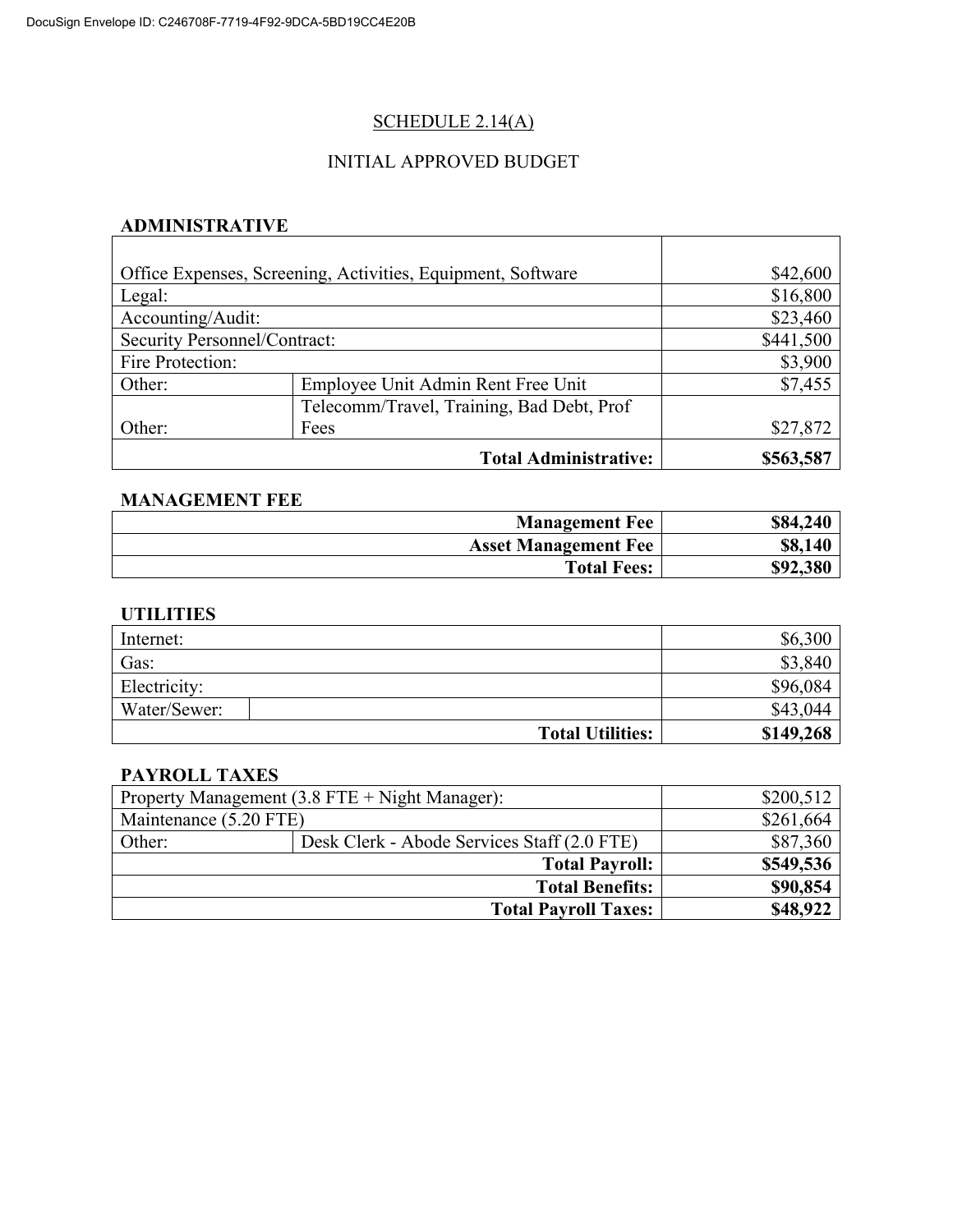SCHEDULE 2.14(A)

INITIAL APPROVED BUDGET

**ADMINISTRATIVE**

| | | |
|---|---|---|
| Office Expenses, Screening, Activities, Equipment, Software | | $42,600 |
| Legal: | | $16,800 |
| Accounting/Audit: | | $23,460 |
| Security Personnel/Contract: | | $441,500 |
| Fire Protection: | | $3,900 |
| Other: | Employee Unit Admin Rent Free Unit | $7,455 |
| Other: | Telecomm/Travel, Training, Bad Debt, Prof Fees | $27,872 |
| | **Total Administrative:** | **$563,587** |

**MANAGEMENT FEE**

| | |
|---|---|
| **Management Fee** | **$84,240** |
| **Asset Management Fee** | **$8,140** |
| **Total Fees:** | **$92,380** |

**UTILITIES**

| | | |
|---|---|---|
| Internet: | | $6,300 |
| Gas: | | $3,840 |
| Electricity: | | $96,084 |
| Water/Sewer: | | $43,044 |
| | **Total Utilities:** | **$149,268** |

**PAYROLL TAXES**

| | | |
|---|---|---|
| Property Management (3.8 FTE + Night Manager): | | $200,512 |
| Maintenance (5.20 FTE) | | $261,664 |
| Other: | Desk Clerk - Abode Services Staff (2.0 FTE) | $87,360 |
| | **Total Payroll:** | **$549,536** |
| | **Total Benefits:** | **$90,854** |
| | **Total Payroll Taxes:** | **$48,922** |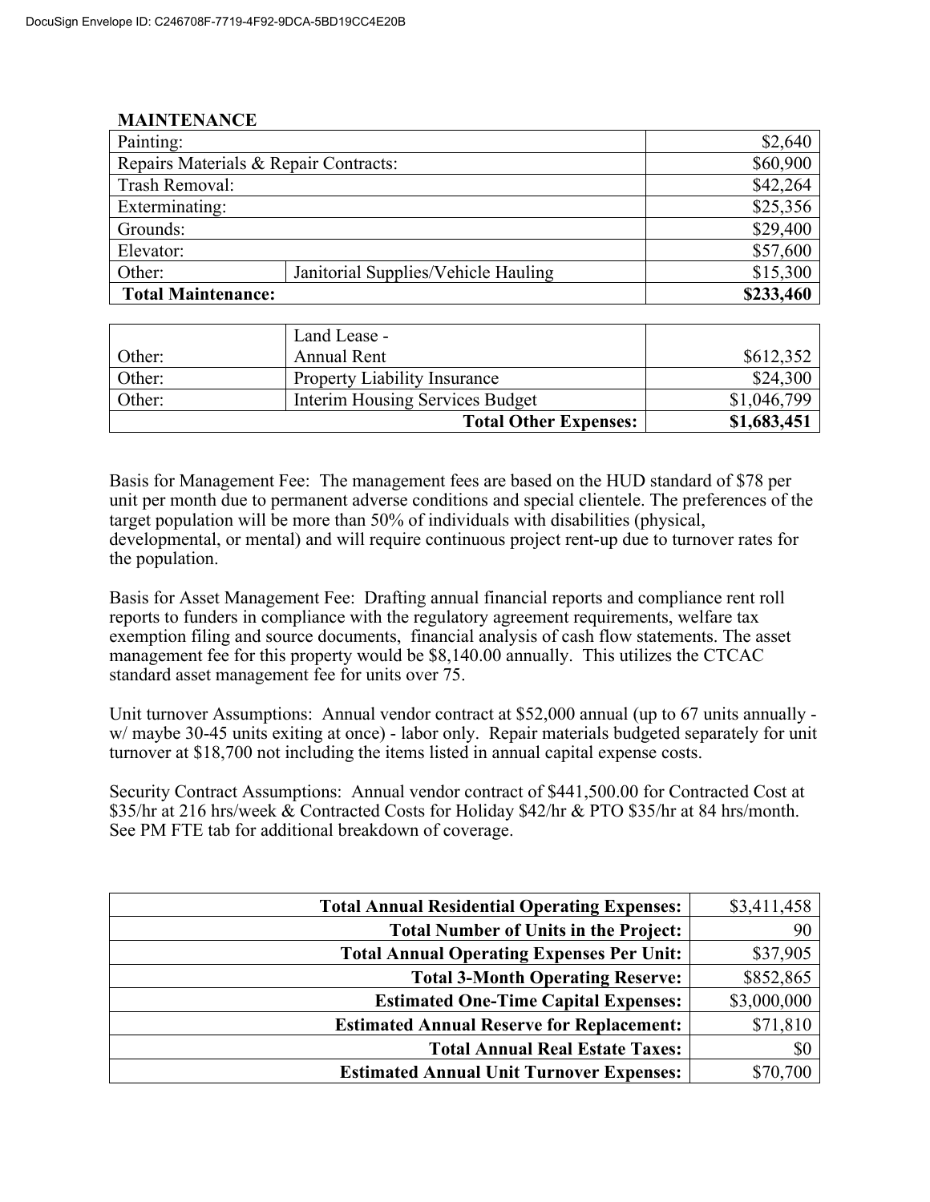**MAINTENANCE**

| | | |
|---|---|---|
| Painting: | | $2,640 |
| Repairs Materials & Repair Contracts: | | $60,900 |
| Trash Removal: | | $42,264 |
| Exterminating: | | $25,356 |
| Grounds: | | $29,400 |
| Elevator: | | $57,600 |
| Other: | Janitorial Supplies/Vehicle Hauling | $15,300 |
| **Total Maintenance:** | | **$233,460** |

| | | |
|---|---|---|
| Other: | Land Lease - Annual Rent | $612,352 |
| Other: | Property Liability Insurance | $24,300 |
| Other: | Interim Housing Services Budget | $1,046,799 |
| | **Total Other Expenses:** | **$1,683,451** |

Basis for Management Fee: The management fees are based on the HUD standard of $78 per unit per month due to permanent adverse conditions and special clientele. The preferences of the target population will be more than 50% of individuals with disabilities (physical, developmental, or mental) and will require continuous project rent-up due to turnover rates for the population.

Basis for Asset Management Fee: Drafting annual financial reports and compliance rent roll reports to funders in compliance with the regulatory agreement requirements, welfare tax exemption filing and source documents, financial analysis of cash flow statements. The asset management fee for this property would be $8,140.00 annually. This utilizes the CTCAC standard asset management fee for units over 75.

Unit turnover Assumptions: Annual vendor contract at $52,000 annual (up to 67 units annually - w/ maybe 30-45 units exiting at once) - labor only. Repair materials budgeted separately for unit turnover at $18,700 not including the items listed in annual capital expense costs.

Security Contract Assumptions: Annual vendor contract of $441,500.00 for Contracted Cost at $35/hr at 216 hrs/week & Contracted Costs for Holiday $42/hr & PTO $35/hr at 84 hrs/month. See PM FTE tab for additional breakdown of coverage.

| | |
|---|---|
| **Total Annual Residential Operating Expenses:** | $3,411,458 |
| **Total Number of Units in the Project:** | 90 |
| **Total Annual Operating Expenses Per Unit:** | $37,905 |
| **Total 3-Month Operating Reserve:** | $852,865 |
| **Estimated One-Time Capital Expenses:** | $3,000,000 |
| **Estimated Annual Reserve for Replacement:** | $71,810 |
| **Total Annual Real Estate Taxes:** | $0 |
| **Estimated Annual Unit Turnover Expenses:** | $70,700 |